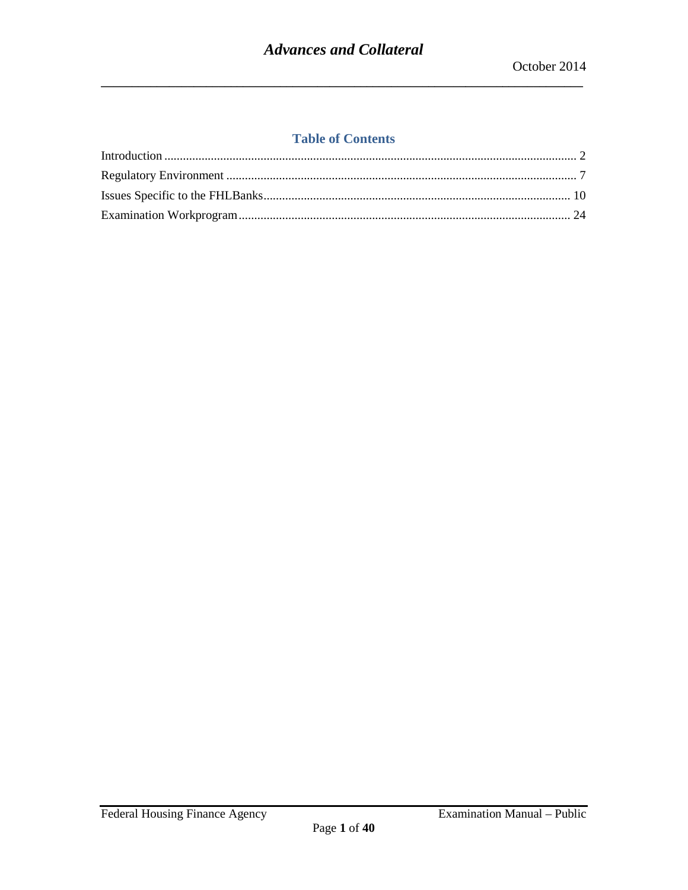## Table of Contents

Introduction .................................................................................................................................... 2

Regulatory Environment ................................................................................................................ 7

Issues Specific to the FHLBanks.................................................................................................. 10

Examination Workprogram.......................................................................................................... 24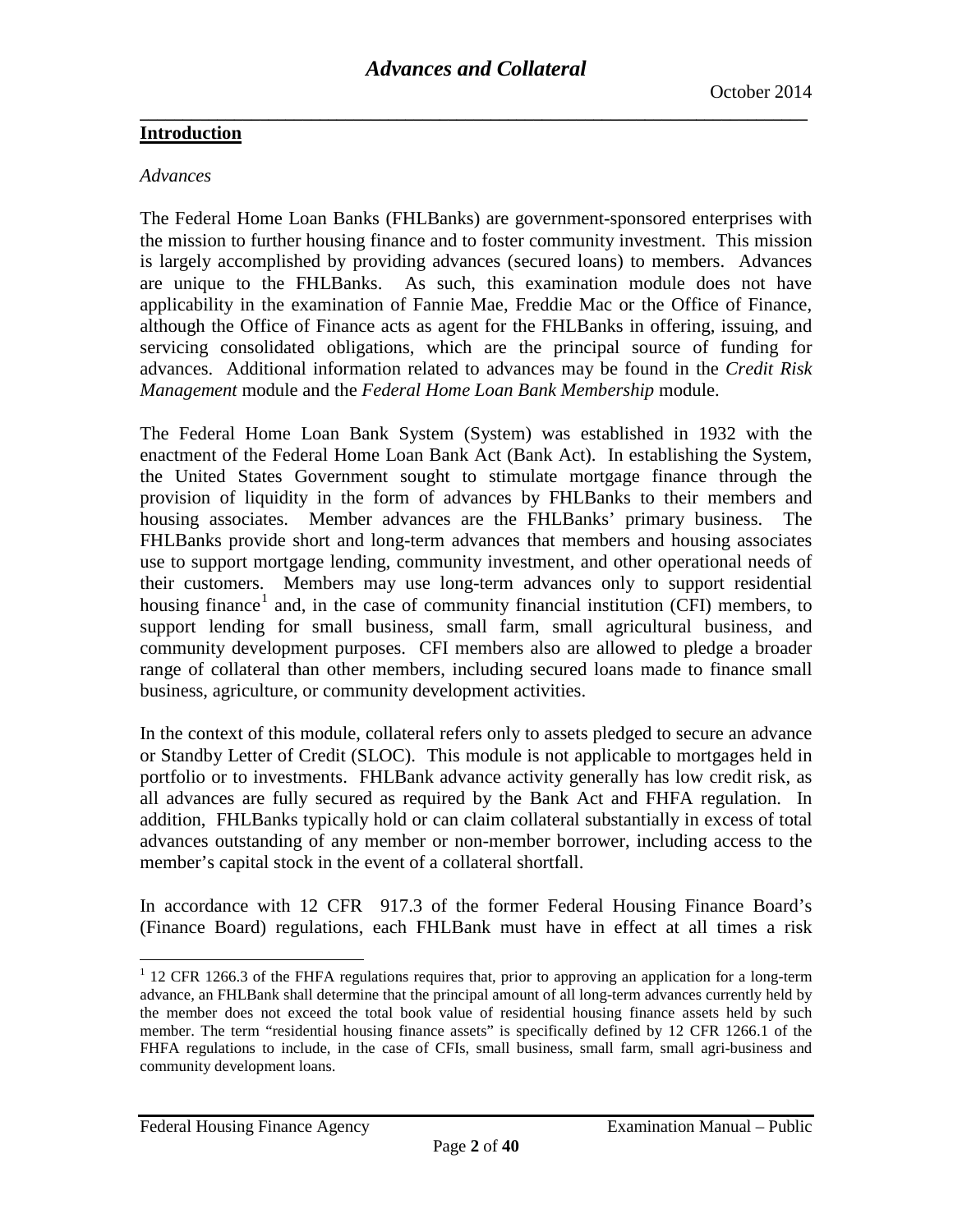## Introduction

*Advances*

The Federal Home Loan Banks (FHLBanks) are government-sponsored enterprises with the mission to further housing finance and to foster community investment. This mission is largely accomplished by providing advances (secured loans) to members. Advances are unique to the FHLBanks. As such, this examination module does not have applicability in the examination of Fannie Mae, Freddie Mac or the Office of Finance, although the Office of Finance acts as agent for the FHLBanks in offering, issuing, and servicing consolidated obligations, which are the principal source of funding for advances. Additional information related to advances may be found in the *Credit Risk Management* module and the *Federal Home Loan Bank Membership* module.

The Federal Home Loan Bank System (System) was established in 1932 with the enactment of the Federal Home Loan Bank Act (Bank Act). In establishing the System, the United States Government sought to stimulate mortgage finance through the provision of liquidity in the form of advances by FHLBanks to their members and housing associates. Member advances are the FHLBanks' primary business. The FHLBanks provide short and long-term advances that members and housing associates use to support mortgage lending, community investment, and other operational needs of their customers. Members may use long-term advances only to support residential housing finance[1] and, in the case of community financial institution (CFI) members, to support lending for small business, small farm, small agricultural business, and community development purposes. CFI members also are allowed to pledge a broader range of collateral than other members, including secured loans made to finance small business, agriculture, or community development activities.

In the context of this module, collateral refers only to assets pledged to secure an advance or Standby Letter of Credit (SLOC). This module is not applicable to mortgages held in portfolio or to investments. FHLBank advance activity generally has low credit risk, as all advances are fully secured as required by the Bank Act and FHFA regulation. In addition, FHLBanks typically hold or can claim collateral substantially in excess of total advances outstanding of any member or non-member borrower, including access to the member's capital stock in the event of a collateral shortfall.

In accordance with 12 CFR 917.3 of the former Federal Housing Finance Board's (Finance Board) regulations, each FHLBank must have in effect at all times a risk

[1] 12 CFR 1266.3 of the FHFA regulations requires that, prior to approving an application for a long-term advance, an FHLBank shall determine that the principal amount of all long-term advances currently held by the member does not exceed the total book value of residential housing finance assets held by such member. The term "residential housing finance assets" is specifically defined by 12 CFR 1266.1 of the FHFA regulations to include, in the case of CFIs, small business, small farm, small agri-business and community development loans.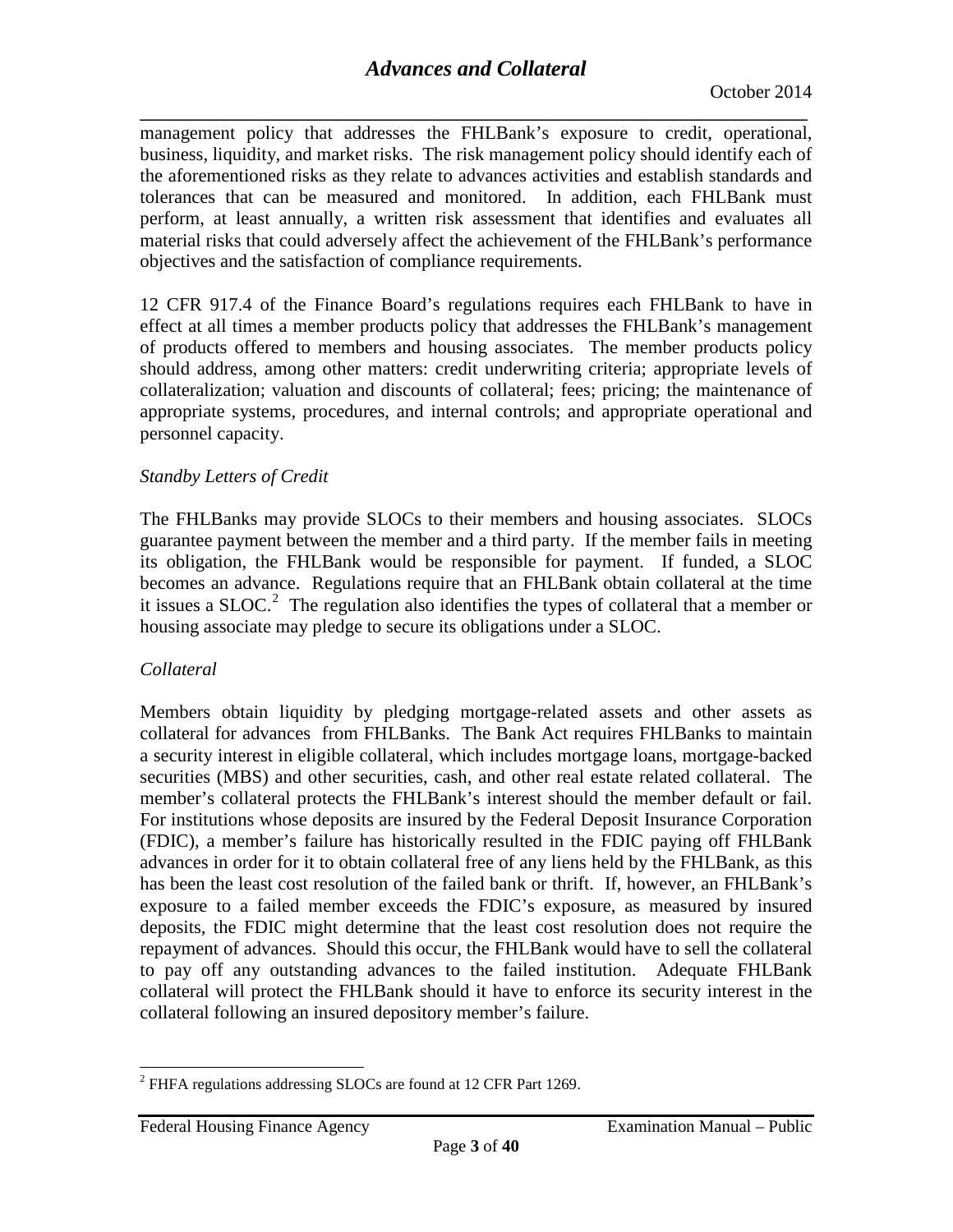management policy that addresses the FHLBank's exposure to credit, operational, business, liquidity, and market risks. The risk management policy should identify each of the aforementioned risks as they relate to advances activities and establish standards and tolerances that can be measured and monitored. In addition, each FHLBank must perform, at least annually, a written risk assessment that identifies and evaluates all material risks that could adversely affect the achievement of the FHLBank's performance objectives and the satisfaction of compliance requirements.

12 CFR 917.4 of the Finance Board's regulations requires each FHLBank to have in effect at all times a member products policy that addresses the FHLBank's management of products offered to members and housing associates. The member products policy should address, among other matters: credit underwriting criteria; appropriate levels of collateralization; valuation and discounts of collateral; fees; pricing; the maintenance of appropriate systems, procedures, and internal controls; and appropriate operational and personnel capacity.

*Standby Letters of Credit*

The FHLBanks may provide SLOCs to their members and housing associates. SLOCs guarantee payment between the member and a third party. If the member fails in meeting its obligation, the FHLBank would be responsible for payment. If funded, a SLOC becomes an advance. Regulations require that an FHLBank obtain collateral at the time it issues a SLOC.[2] The regulation also identifies the types of collateral that a member or housing associate may pledge to secure its obligations under a SLOC.

*Collateral*

Members obtain liquidity by pledging mortgage-related assets and other assets as collateral for advances from FHLBanks. The Bank Act requires FHLBanks to maintain a security interest in eligible collateral, which includes mortgage loans, mortgage-backed securities (MBS) and other securities, cash, and other real estate related collateral. The member's collateral protects the FHLBank's interest should the member default or fail. For institutions whose deposits are insured by the Federal Deposit Insurance Corporation (FDIC), a member's failure has historically resulted in the FDIC paying off FHLBank advances in order for it to obtain collateral free of any liens held by the FHLBank, as this has been the least cost resolution of the failed bank or thrift. If, however, an FHLBank's exposure to a failed member exceeds the FDIC's exposure, as measured by insured deposits, the FDIC might determine that the least cost resolution does not require the repayment of advances. Should this occur, the FHLBank would have to sell the collateral to pay off any outstanding advances to the failed institution. Adequate FHLBank collateral will protect the FHLBank should it have to enforce its security interest in the collateral following an insured depository member's failure.

[2] FHFA regulations addressing SLOCs are found at 12 CFR Part 1269.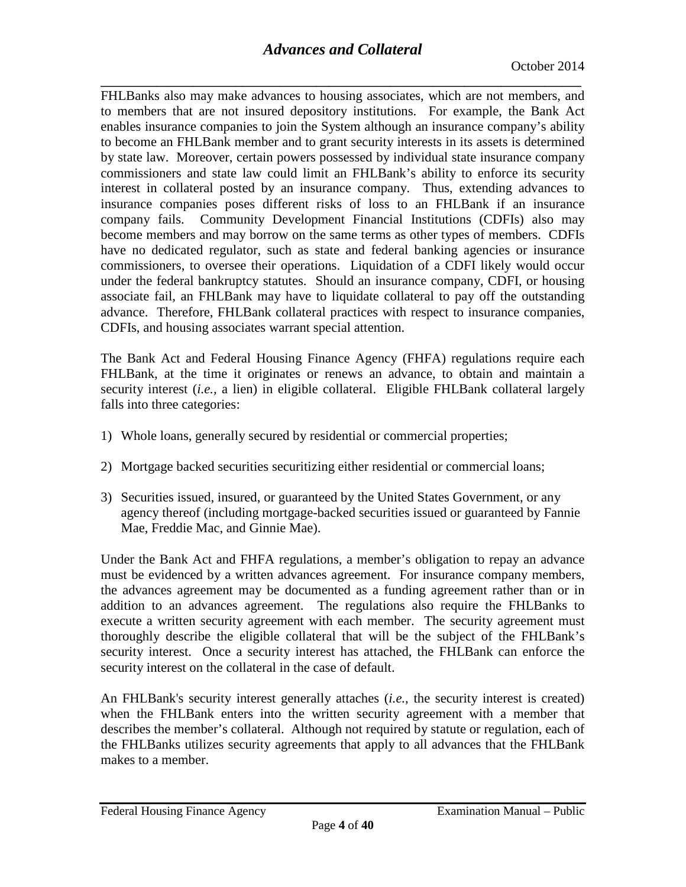FHLBanks also may make advances to housing associates, which are not members, and to members that are not insured depository institutions. For example, the Bank Act enables insurance companies to join the System although an insurance company's ability to become an FHLBank member and to grant security interests in its assets is determined by state law. Moreover, certain powers possessed by individual state insurance company commissioners and state law could limit an FHLBank's ability to enforce its security interest in collateral posted by an insurance company. Thus, extending advances to insurance companies poses different risks of loss to an FHLBank if an insurance company fails. Community Development Financial Institutions (CDFIs) also may become members and may borrow on the same terms as other types of members. CDFIs have no dedicated regulator, such as state and federal banking agencies or insurance commissioners, to oversee their operations. Liquidation of a CDFI likely would occur under the federal bankruptcy statutes. Should an insurance company, CDFI, or housing associate fail, an FHLBank may have to liquidate collateral to pay off the outstanding advance. Therefore, FHLBank collateral practices with respect to insurance companies, CDFIs, and housing associates warrant special attention.

The Bank Act and Federal Housing Finance Agency (FHFA) regulations require each FHLBank, at the time it originates or renews an advance, to obtain and maintain a security interest (*i.e.*, a lien) in eligible collateral. Eligible FHLBank collateral largely falls into three categories:

1) Whole loans, generally secured by residential or commercial properties;

2) Mortgage backed securities securitizing either residential or commercial loans;

3) Securities issued, insured, or guaranteed by the United States Government, or any agency thereof (including mortgage-backed securities issued or guaranteed by Fannie Mae, Freddie Mac, and Ginnie Mae).

Under the Bank Act and FHFA regulations, a member's obligation to repay an advance must be evidenced by a written advances agreement. For insurance company members, the advances agreement may be documented as a funding agreement rather than or in addition to an advances agreement. The regulations also require the FHLBanks to execute a written security agreement with each member. The security agreement must thoroughly describe the eligible collateral that will be the subject of the FHLBank's security interest. Once a security interest has attached, the FHLBank can enforce the security interest on the collateral in the case of default.

An FHLBank's security interest generally attaches (*i.e.*, the security interest is created) when the FHLBank enters into the written security agreement with a member that describes the member's collateral. Although not required by statute or regulation, each of the FHLBanks utilizes security agreements that apply to all advances that the FHLBank makes to a member.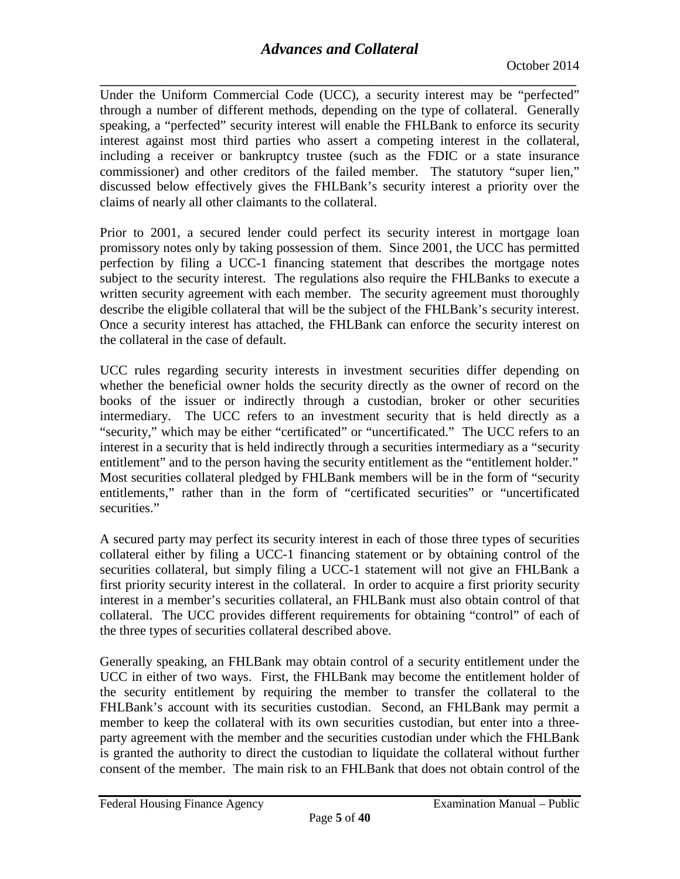Under the Uniform Commercial Code (UCC), a security interest may be "perfected" through a number of different methods, depending on the type of collateral. Generally speaking, a "perfected" security interest will enable the FHLBank to enforce its security interest against most third parties who assert a competing interest in the collateral, including a receiver or bankruptcy trustee (such as the FDIC or a state insurance commissioner) and other creditors of the failed member. The statutory "super lien," discussed below effectively gives the FHLBank's security interest a priority over the claims of nearly all other claimants to the collateral.

Prior to 2001, a secured lender could perfect its security interest in mortgage loan promissory notes only by taking possession of them. Since 2001, the UCC has permitted perfection by filing a UCC-1 financing statement that describes the mortgage notes subject to the security interest. The regulations also require the FHLBanks to execute a written security agreement with each member. The security agreement must thoroughly describe the eligible collateral that will be the subject of the FHLBank's security interest. Once a security interest has attached, the FHLBank can enforce the security interest on the collateral in the case of default.

UCC rules regarding security interests in investment securities differ depending on whether the beneficial owner holds the security directly as the owner of record on the books of the issuer or indirectly through a custodian, broker or other securities intermediary. The UCC refers to an investment security that is held directly as a "security," which may be either "certificated" or "uncertificated." The UCC refers to an interest in a security that is held indirectly through a securities intermediary as a "security entitlement" and to the person having the security entitlement as the "entitlement holder." Most securities collateral pledged by FHLBank members will be in the form of "security entitlements," rather than in the form of "certificated securities" or "uncertificated securities."

A secured party may perfect its security interest in each of those three types of securities collateral either by filing a UCC-1 financing statement or by obtaining control of the securities collateral, but simply filing a UCC-1 statement will not give an FHLBank a first priority security interest in the collateral. In order to acquire a first priority security interest in a member's securities collateral, an FHLBank must also obtain control of that collateral. The UCC provides different requirements for obtaining "control" of each of the three types of securities collateral described above.

Generally speaking, an FHLBank may obtain control of a security entitlement under the UCC in either of two ways. First, the FHLBank may become the entitlement holder of the security entitlement by requiring the member to transfer the collateral to the FHLBank's account with its securities custodian. Second, an FHLBank may permit a member to keep the collateral with its own securities custodian, but enter into a three-party agreement with the member and the securities custodian under which the FHLBank is granted the authority to direct the custodian to liquidate the collateral without further consent of the member. The main risk to an FHLBank that does not obtain control of the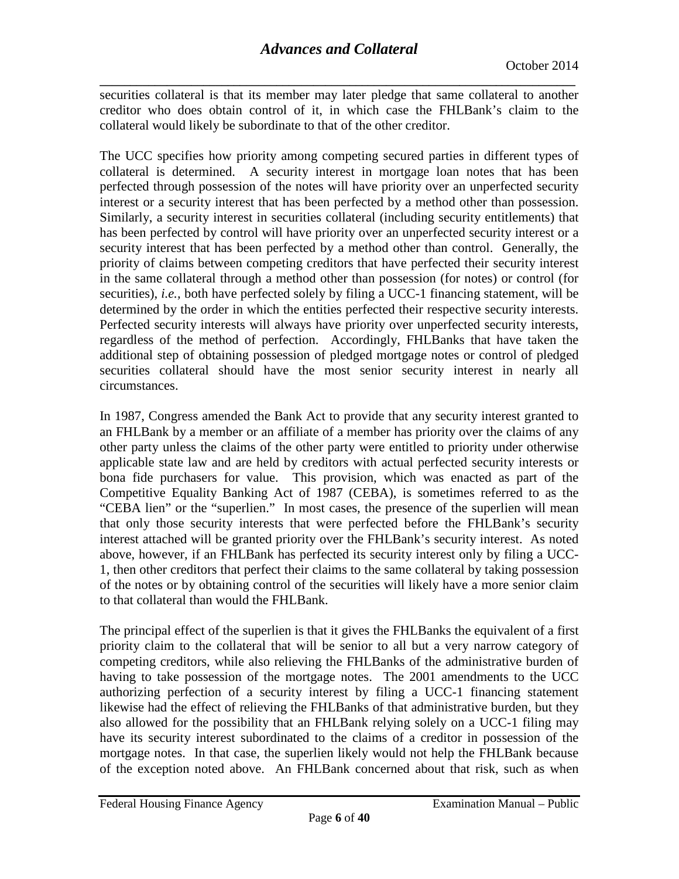securities collateral is that its member may later pledge that same collateral to another creditor who does obtain control of it, in which case the FHLBank's claim to the collateral would likely be subordinate to that of the other creditor.

The UCC specifies how priority among competing secured parties in different types of collateral is determined. A security interest in mortgage loan notes that has been perfected through possession of the notes will have priority over an unperfected security interest or a security interest that has been perfected by a method other than possession. Similarly, a security interest in securities collateral (including security entitlements) that has been perfected by control will have priority over an unperfected security interest or a security interest that has been perfected by a method other than control. Generally, the priority of claims between competing creditors that have perfected their security interest in the same collateral through a method other than possession (for notes) or control (for securities), *i.e.*, both have perfected solely by filing a UCC-1 financing statement, will be determined by the order in which the entities perfected their respective security interests. Perfected security interests will always have priority over unperfected security interests, regardless of the method of perfection. Accordingly, FHLBanks that have taken the additional step of obtaining possession of pledged mortgage notes or control of pledged securities collateral should have the most senior security interest in nearly all circumstances.

In 1987, Congress amended the Bank Act to provide that any security interest granted to an FHLBank by a member or an affiliate of a member has priority over the claims of any other party unless the claims of the other party were entitled to priority under otherwise applicable state law and are held by creditors with actual perfected security interests or bona fide purchasers for value. This provision, which was enacted as part of the Competitive Equality Banking Act of 1987 (CEBA), is sometimes referred to as the "CEBA lien" or the "superlien." In most cases, the presence of the superlien will mean that only those security interests that were perfected before the FHLBank's security interest attached will be granted priority over the FHLBank's security interest. As noted above, however, if an FHLBank has perfected its security interest only by filing a UCC-1, then other creditors that perfect their claims to the same collateral by taking possession of the notes or by obtaining control of the securities will likely have a more senior claim to that collateral than would the FHLBank.

The principal effect of the superlien is that it gives the FHLBanks the equivalent of a first priority claim to the collateral that will be senior to all but a very narrow category of competing creditors, while also relieving the FHLBanks of the administrative burden of having to take possession of the mortgage notes. The 2001 amendments to the UCC authorizing perfection of a security interest by filing a UCC-1 financing statement likewise had the effect of relieving the FHLBanks of that administrative burden, but they also allowed for the possibility that an FHLBank relying solely on a UCC-1 filing may have its security interest subordinated to the claims of a creditor in possession of the mortgage notes. In that case, the superlien likely would not help the FHLBank because of the exception noted above. An FHLBank concerned about that risk, such as when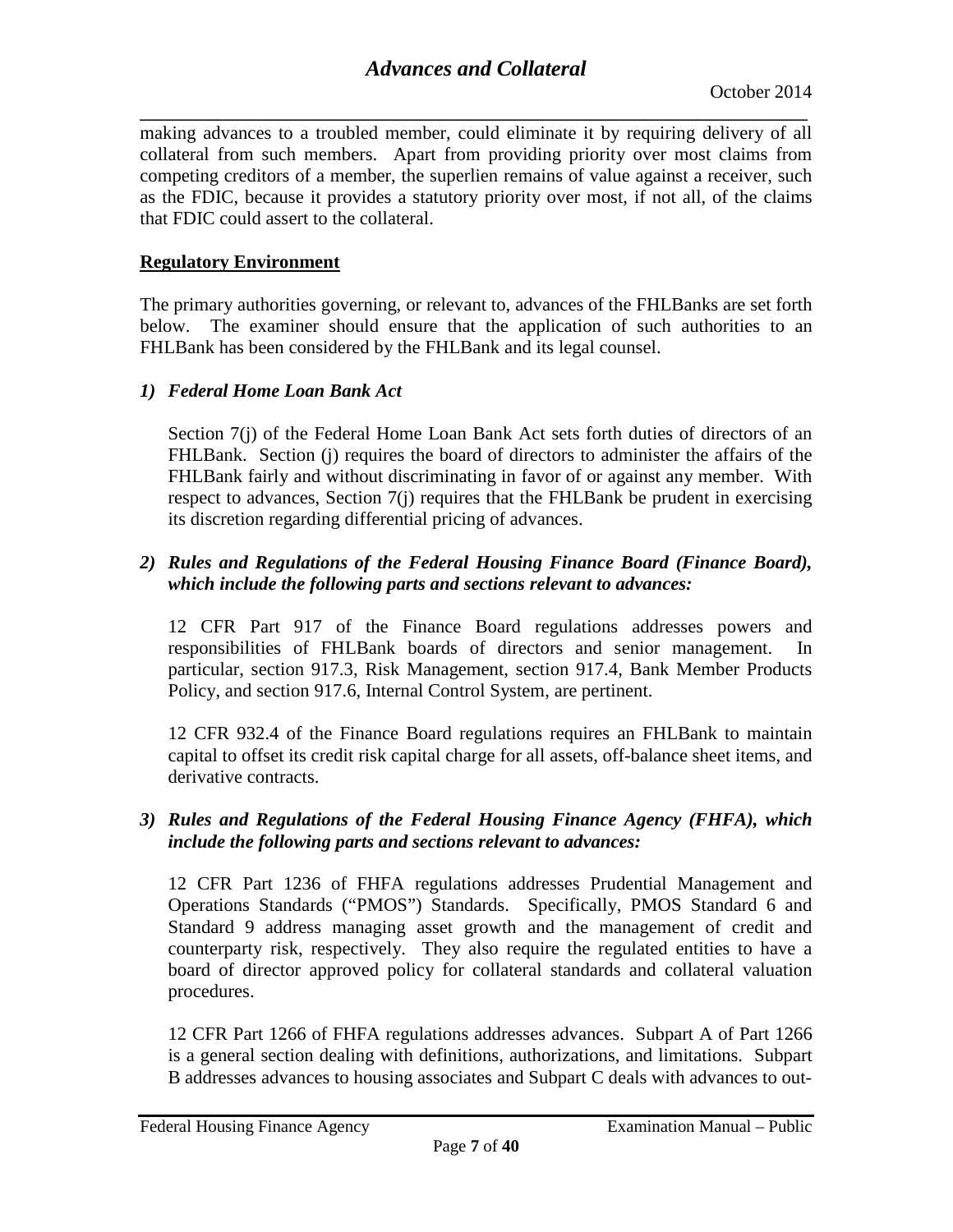making advances to a troubled member, could eliminate it by requiring delivery of all collateral from such members. Apart from providing priority over most claims from competing creditors of a member, the superlien remains of value against a receiver, such as the FDIC, because it provides a statutory priority over most, if not all, of the claims that FDIC could assert to the collateral.

## Regulatory Environment

The primary authorities governing, or relevant to, advances of the FHLBanks are set forth below. The examiner should ensure that the application of such authorities to an FHLBank has been considered by the FHLBank and its legal counsel.

### *1) Federal Home Loan Bank Act*

Section 7(j) of the Federal Home Loan Bank Act sets forth duties of directors of an FHLBank. Section (j) requires the board of directors to administer the affairs of the FHLBank fairly and without discriminating in favor of or against any member. With respect to advances, Section 7(j) requires that the FHLBank be prudent in exercising its discretion regarding differential pricing of advances.

### *2) Rules and Regulations of the Federal Housing Finance Board (Finance Board), which include the following parts and sections relevant to advances:*

12 CFR Part 917 of the Finance Board regulations addresses powers and responsibilities of FHLBank boards of directors and senior management. In particular, section 917.3, Risk Management, section 917.4, Bank Member Products Policy, and section 917.6, Internal Control System, are pertinent.

12 CFR 932.4 of the Finance Board regulations requires an FHLBank to maintain capital to offset its credit risk capital charge for all assets, off-balance sheet items, and derivative contracts.

### *3) Rules and Regulations of the Federal Housing Finance Agency (FHFA), which include the following parts and sections relevant to advances:*

12 CFR Part 1236 of FHFA regulations addresses Prudential Management and Operations Standards ("PMOS") Standards. Specifically, PMOS Standard 6 and Standard 9 address managing asset growth and the management of credit and counterparty risk, respectively. They also require the regulated entities to have a board of director approved policy for collateral standards and collateral valuation procedures.

12 CFR Part 1266 of FHFA regulations addresses advances. Subpart A of Part 1266 is a general section dealing with definitions, authorizations, and limitations. Subpart B addresses advances to housing associates and Subpart C deals with advances to out-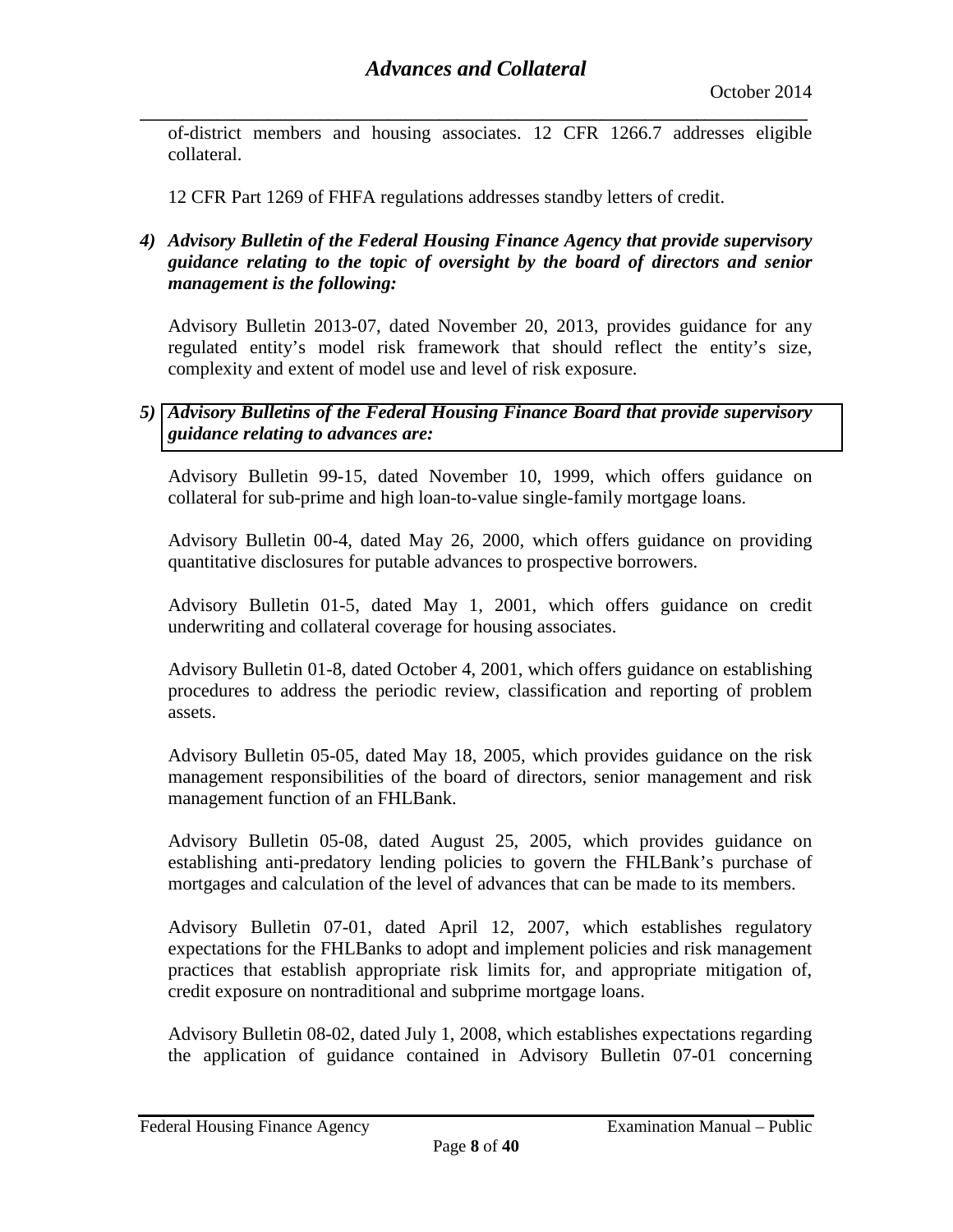of-district members and housing associates. 12 CFR 1266.7 addresses eligible collateral.

12 CFR Part 1269 of FHFA regulations addresses standby letters of credit.

4) ***Advisory Bulletin of the Federal Housing Finance Agency that provide supervisory guidance relating to the topic of oversight by the board of directors and senior management is the following:***

Advisory Bulletin 2013-07, dated November 20, 2013, provides guidance for any regulated entity's model risk framework that should reflect the entity's size, complexity and extent of model use and level of risk exposure.

5) ***Advisory Bulletins of the Federal Housing Finance Board that provide supervisory guidance relating to advances are:***

Advisory Bulletin 99-15, dated November 10, 1999, which offers guidance on collateral for sub-prime and high loan-to-value single-family mortgage loans.

Advisory Bulletin 00-4, dated May 26, 2000, which offers guidance on providing quantitative disclosures for putable advances to prospective borrowers.

Advisory Bulletin 01-5, dated May 1, 2001, which offers guidance on credit underwriting and collateral coverage for housing associates.

Advisory Bulletin 01-8, dated October 4, 2001, which offers guidance on establishing procedures to address the periodic review, classification and reporting of problem assets.

Advisory Bulletin 05-05, dated May 18, 2005, which provides guidance on the risk management responsibilities of the board of directors, senior management and risk management function of an FHLBank.

Advisory Bulletin 05-08, dated August 25, 2005, which provides guidance on establishing anti-predatory lending policies to govern the FHLBank's purchase of mortgages and calculation of the level of advances that can be made to its members.

Advisory Bulletin 07-01, dated April 12, 2007, which establishes regulatory expectations for the FHLBanks to adopt and implement policies and risk management practices that establish appropriate risk limits for, and appropriate mitigation of, credit exposure on nontraditional and subprime mortgage loans.

Advisory Bulletin 08-02, dated July 1, 2008, which establishes expectations regarding the application of guidance contained in Advisory Bulletin 07-01 concerning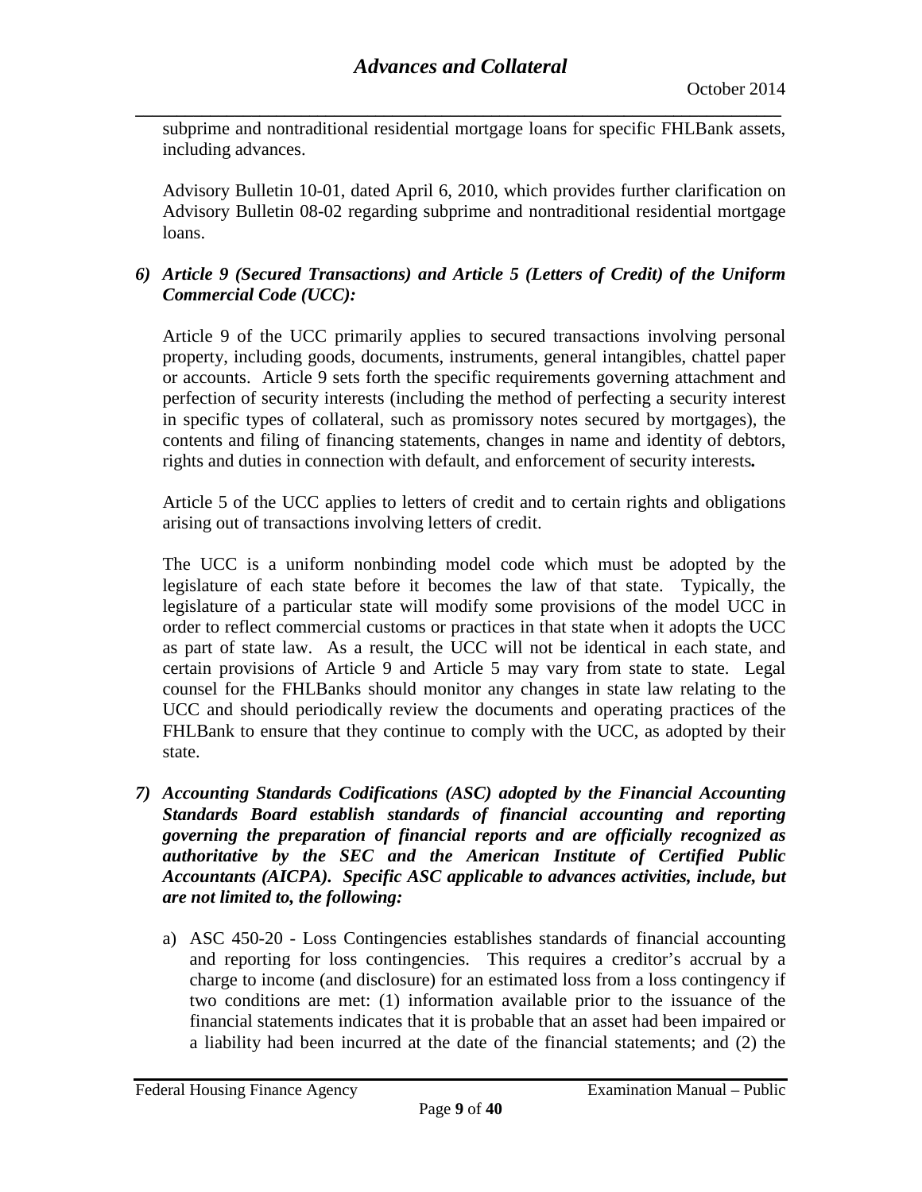subprime and nontraditional residential mortgage loans for specific FHLBank assets, including advances.

Advisory Bulletin 10-01, dated April 6, 2010, which provides further clarification on Advisory Bulletin 08-02 regarding subprime and nontraditional residential mortgage loans.

6) ***Article 9 (Secured Transactions) and Article 5 (Letters of Credit) of the Uniform Commercial Code (UCC):***

   Article 9 of the UCC primarily applies to secured transactions involving personal property, including goods, documents, instruments, general intangibles, chattel paper or accounts. Article 9 sets forth the specific requirements governing attachment and perfection of security interests (including the method of perfecting a security interest in specific types of collateral, such as promissory notes secured by mortgages), the contents and filing of financing statements, changes in name and identity of debtors, rights and duties in connection with default, and enforcement of security interests**.**

   Article 5 of the UCC applies to letters of credit and to certain rights and obligations arising out of transactions involving letters of credit.

   The UCC is a uniform nonbinding model code which must be adopted by the legislature of each state before it becomes the law of that state. Typically, the legislature of a particular state will modify some provisions of the model UCC in order to reflect commercial customs or practices in that state when it adopts the UCC as part of state law. As a result, the UCC will not be identical in each state, and certain provisions of Article 9 and Article 5 may vary from state to state. Legal counsel for the FHLBanks should monitor any changes in state law relating to the UCC and should periodically review the documents and operating practices of the FHLBank to ensure that they continue to comply with the UCC, as adopted by their state.

7) ***Accounting Standards Codifications (ASC) adopted by the Financial Accounting Standards Board establish standards of financial accounting and reporting governing the preparation of financial reports and are officially recognized as authoritative by the SEC and the American Institute of Certified Public Accountants (AICPA). Specific ASC applicable to advances activities, include, but are not limited to, the following:***

   a) ASC 450-20 - Loss Contingencies establishes standards of financial accounting and reporting for loss contingencies. This requires a creditor's accrual by a charge to income (and disclosure) for an estimated loss from a loss contingency if two conditions are met: (1) information available prior to the issuance of the financial statements indicates that it is probable that an asset had been impaired or a liability had been incurred at the date of the financial statements; and (2) the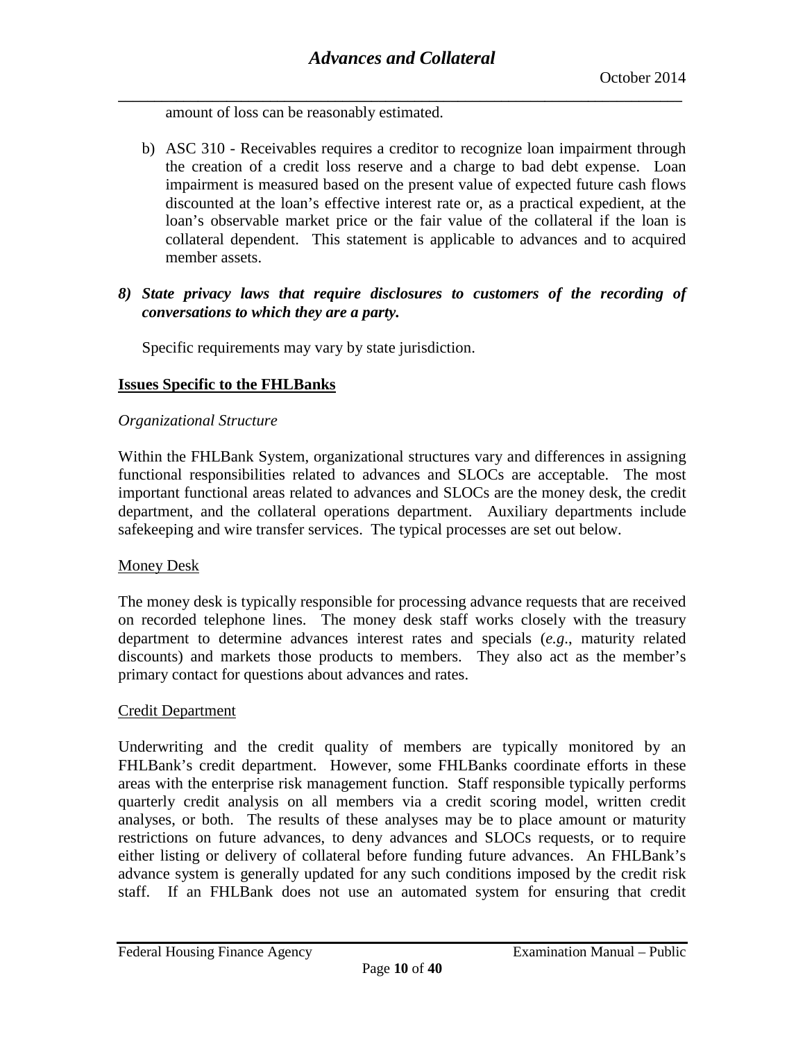amount of loss can be reasonably estimated.

b) ASC 310 - Receivables requires a creditor to recognize loan impairment through the creation of a credit loss reserve and a charge to bad debt expense. Loan impairment is measured based on the present value of expected future cash flows discounted at the loan's effective interest rate or, as a practical expedient, at the loan's observable market price or the fair value of the collateral if the loan is collateral dependent. This statement is applicable to advances and to acquired member assets.

*8) State privacy laws that require disclosures to customers of the recording of conversations to which they are a party.*

Specific requirements may vary by state jurisdiction.

## Issues Specific to the FHLBanks

*Organizational Structure*

Within the FHLBank System, organizational structures vary and differences in assigning functional responsibilities related to advances and SLOCs are acceptable. The most important functional areas related to advances and SLOCs are the money desk, the credit department, and the collateral operations department. Auxiliary departments include safekeeping and wire transfer services. The typical processes are set out below.

Money Desk

The money desk is typically responsible for processing advance requests that are received on recorded telephone lines. The money desk staff works closely with the treasury department to determine advances interest rates and specials (*e.g*., maturity related discounts) and markets those products to members. They also act as the member's primary contact for questions about advances and rates.

Credit Department

Underwriting and the credit quality of members are typically monitored by an FHLBank's credit department. However, some FHLBanks coordinate efforts in these areas with the enterprise risk management function. Staff responsible typically performs quarterly credit analysis on all members via a credit scoring model, written credit analyses, or both. The results of these analyses may be to place amount or maturity restrictions on future advances, to deny advances and SLOCs requests, or to require either listing or delivery of collateral before funding future advances. An FHLBank's advance system is generally updated for any such conditions imposed by the credit risk staff. If an FHLBank does not use an automated system for ensuring that credit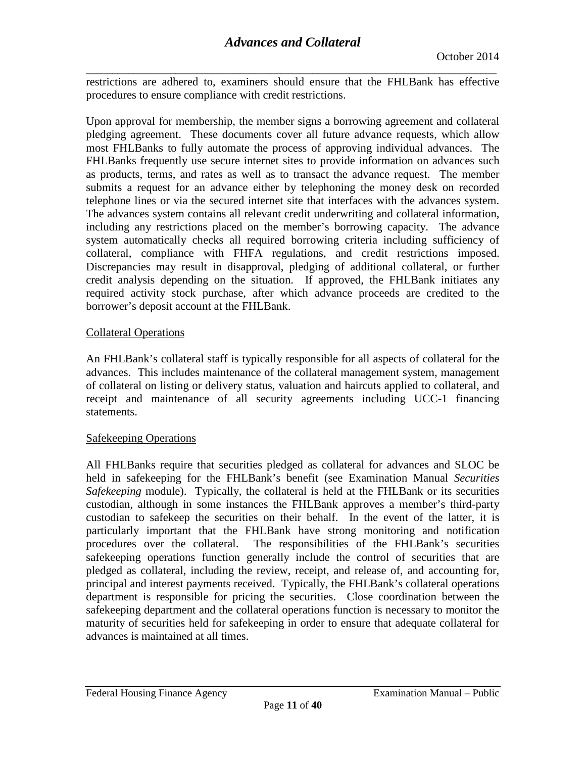restrictions are adhered to, examiners should ensure that the FHLBank has effective procedures to ensure compliance with credit restrictions.

Upon approval for membership, the member signs a borrowing agreement and collateral pledging agreement. These documents cover all future advance requests, which allow most FHLBanks to fully automate the process of approving individual advances. The FHLBanks frequently use secure internet sites to provide information on advances such as products, terms, and rates as well as to transact the advance request. The member submits a request for an advance either by telephoning the money desk on recorded telephone lines or via the secured internet site that interfaces with the advances system. The advances system contains all relevant credit underwriting and collateral information, including any restrictions placed on the member's borrowing capacity. The advance system automatically checks all required borrowing criteria including sufficiency of collateral, compliance with FHFA regulations, and credit restrictions imposed. Discrepancies may result in disapproval, pledging of additional collateral, or further credit analysis depending on the situation. If approved, the FHLBank initiates any required activity stock purchase, after which advance proceeds are credited to the borrower's deposit account at the FHLBank.

### Collateral Operations

An FHLBank's collateral staff is typically responsible for all aspects of collateral for the advances. This includes maintenance of the collateral management system, management of collateral on listing or delivery status, valuation and haircuts applied to collateral, and receipt and maintenance of all security agreements including UCC-1 financing statements.

### Safekeeping Operations

All FHLBanks require that securities pledged as collateral for advances and SLOC be held in safekeeping for the FHLBank's benefit (see Examination Manual *Securities Safekeeping* module). Typically, the collateral is held at the FHLBank or its securities custodian, although in some instances the FHLBank approves a member's third-party custodian to safekeep the securities on their behalf. In the event of the latter, it is particularly important that the FHLBank have strong monitoring and notification procedures over the collateral. The responsibilities of the FHLBank's securities safekeeping operations function generally include the control of securities that are pledged as collateral, including the review, receipt, and release of, and accounting for, principal and interest payments received. Typically, the FHLBank's collateral operations department is responsible for pricing the securities. Close coordination between the safekeeping department and the collateral operations function is necessary to monitor the maturity of securities held for safekeeping in order to ensure that adequate collateral for advances is maintained at all times.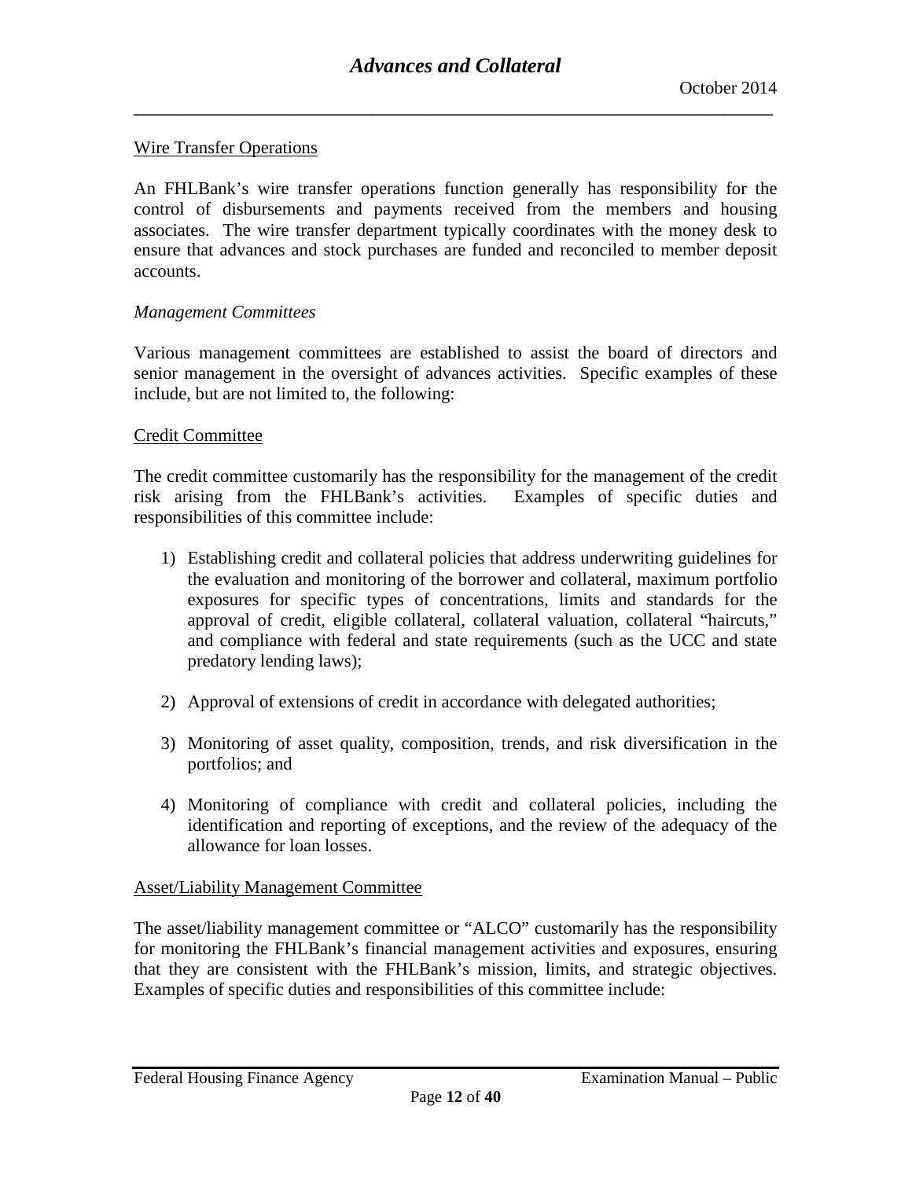Wire Transfer Operations

An FHLBank's wire transfer operations function generally has responsibility for the control of disbursements and payments received from the members and housing associates. The wire transfer department typically coordinates with the money desk to ensure that advances and stock purchases are funded and reconciled to member deposit accounts.

*Management Committees*

Various management committees are established to assist the board of directors and senior management in the oversight of advances activities. Specific examples of these include, but are not limited to, the following:

Credit Committee

The credit committee customarily has the responsibility for the management of the credit risk arising from the FHLBank's activities. Examples of specific duties and responsibilities of this committee include:

1) Establishing credit and collateral policies that address underwriting guidelines for the evaluation and monitoring of the borrower and collateral, maximum portfolio exposures for specific types of concentrations, limits and standards for the approval of credit, eligible collateral, collateral valuation, collateral "haircuts," and compliance with federal and state requirements (such as the UCC and state predatory lending laws);

2) Approval of extensions of credit in accordance with delegated authorities;

3) Monitoring of asset quality, composition, trends, and risk diversification in the portfolios; and

4) Monitoring of compliance with credit and collateral policies, including the identification and reporting of exceptions, and the review of the adequacy of the allowance for loan losses.

Asset/Liability Management Committee

The asset/liability management committee or "ALCO" customarily has the responsibility for monitoring the FHLBank's financial management activities and exposures, ensuring that they are consistent with the FHLBank's mission, limits, and strategic objectives. Examples of specific duties and responsibilities of this committee include: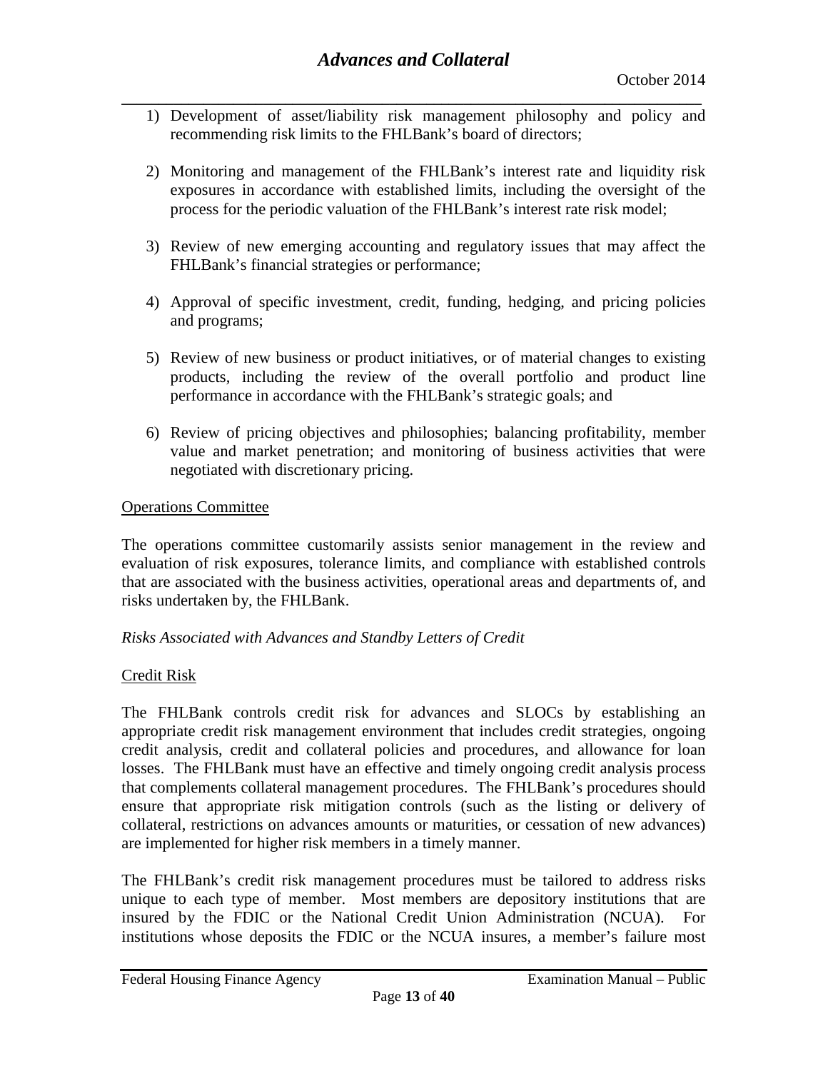1) Development of asset/liability risk management philosophy and policy and recommending risk limits to the FHLBank's board of directors;

2) Monitoring and management of the FHLBank's interest rate and liquidity risk exposures in accordance with established limits, including the oversight of the process for the periodic valuation of the FHLBank's interest rate risk model;

3) Review of new emerging accounting and regulatory issues that may affect the FHLBank's financial strategies or performance;

4) Approval of specific investment, credit, funding, hedging, and pricing policies and programs;

5) Review of new business or product initiatives, or of material changes to existing products, including the review of the overall portfolio and product line performance in accordance with the FHLBank's strategic goals; and

6) Review of pricing objectives and philosophies; balancing profitability, member value and market penetration; and monitoring of business activities that were negotiated with discretionary pricing.

Operations Committee

The operations committee customarily assists senior management in the review and evaluation of risk exposures, tolerance limits, and compliance with established controls that are associated with the business activities, operational areas and departments of, and risks undertaken by, the FHLBank.

*Risks Associated with Advances and Standby Letters of Credit*

Credit Risk

The FHLBank controls credit risk for advances and SLOCs by establishing an appropriate credit risk management environment that includes credit strategies, ongoing credit analysis, credit and collateral policies and procedures, and allowance for loan losses. The FHLBank must have an effective and timely ongoing credit analysis process that complements collateral management procedures. The FHLBank's procedures should ensure that appropriate risk mitigation controls (such as the listing or delivery of collateral, restrictions on advances amounts or maturities, or cessation of new advances) are implemented for higher risk members in a timely manner.

The FHLBank's credit risk management procedures must be tailored to address risks unique to each type of member. Most members are depository institutions that are insured by the FDIC or the National Credit Union Administration (NCUA). For institutions whose deposits the FDIC or the NCUA insures, a member's failure most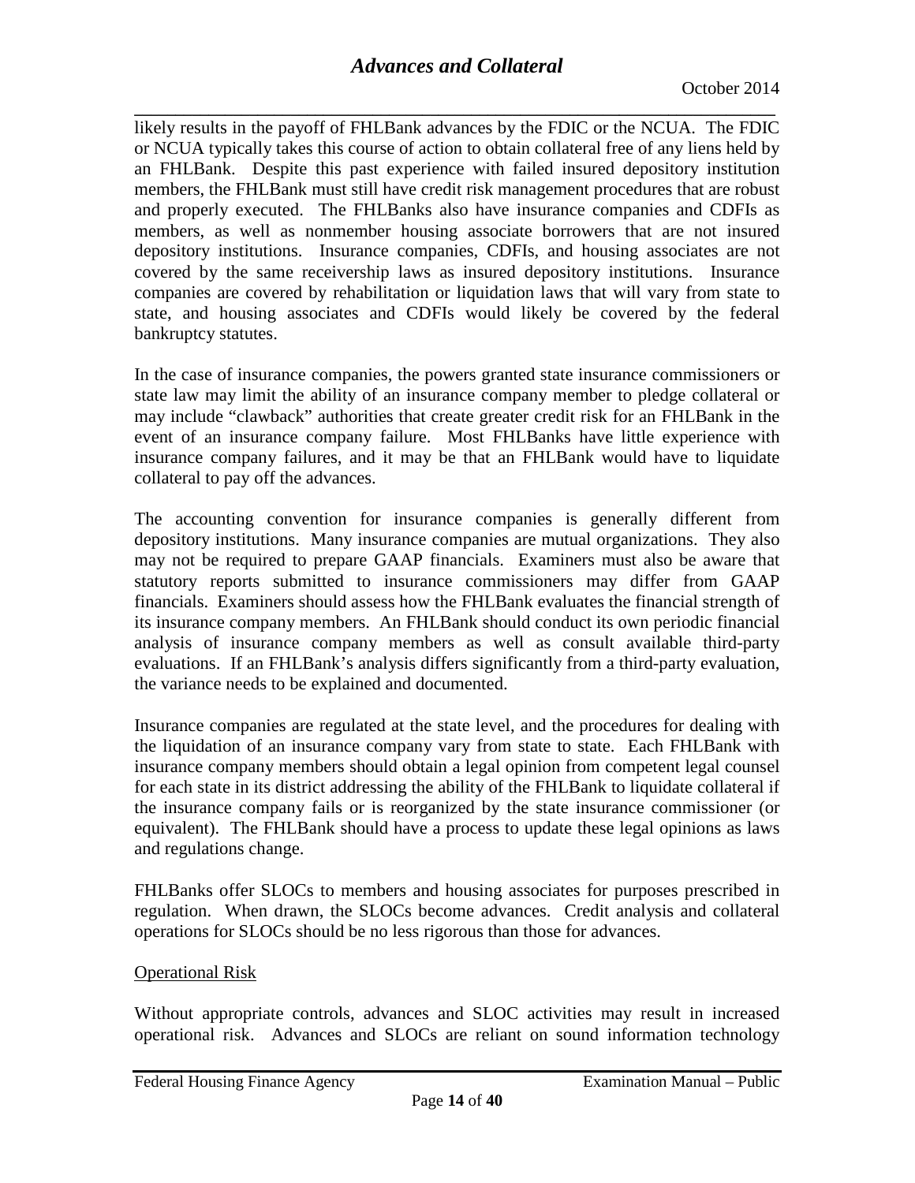likely results in the payoff of FHLBank advances by the FDIC or the NCUA. The FDIC or NCUA typically takes this course of action to obtain collateral free of any liens held by an FHLBank. Despite this past experience with failed insured depository institution members, the FHLBank must still have credit risk management procedures that are robust and properly executed. The FHLBanks also have insurance companies and CDFIs as members, as well as nonmember housing associate borrowers that are not insured depository institutions. Insurance companies, CDFIs, and housing associates are not covered by the same receivership laws as insured depository institutions. Insurance companies are covered by rehabilitation or liquidation laws that will vary from state to state, and housing associates and CDFIs would likely be covered by the federal bankruptcy statutes.

In the case of insurance companies, the powers granted state insurance commissioners or state law may limit the ability of an insurance company member to pledge collateral or may include "clawback" authorities that create greater credit risk for an FHLBank in the event of an insurance company failure. Most FHLBanks have little experience with insurance company failures, and it may be that an FHLBank would have to liquidate collateral to pay off the advances.

The accounting convention for insurance companies is generally different from depository institutions. Many insurance companies are mutual organizations. They also may not be required to prepare GAAP financials. Examiners must also be aware that statutory reports submitted to insurance commissioners may differ from GAAP financials. Examiners should assess how the FHLBank evaluates the financial strength of its insurance company members. An FHLBank should conduct its own periodic financial analysis of insurance company members as well as consult available third-party evaluations. If an FHLBank's analysis differs significantly from a third-party evaluation, the variance needs to be explained and documented.

Insurance companies are regulated at the state level, and the procedures for dealing with the liquidation of an insurance company vary from state to state. Each FHLBank with insurance company members should obtain a legal opinion from competent legal counsel for each state in its district addressing the ability of the FHLBank to liquidate collateral if the insurance company fails or is reorganized by the state insurance commissioner (or equivalent). The FHLBank should have a process to update these legal opinions as laws and regulations change.

FHLBanks offer SLOCs to members and housing associates for purposes prescribed in regulation. When drawn, the SLOCs become advances. Credit analysis and collateral operations for SLOCs should be no less rigorous than those for advances.

Operational Risk

Without appropriate controls, advances and SLOC activities may result in increased operational risk. Advances and SLOCs are reliant on sound information technology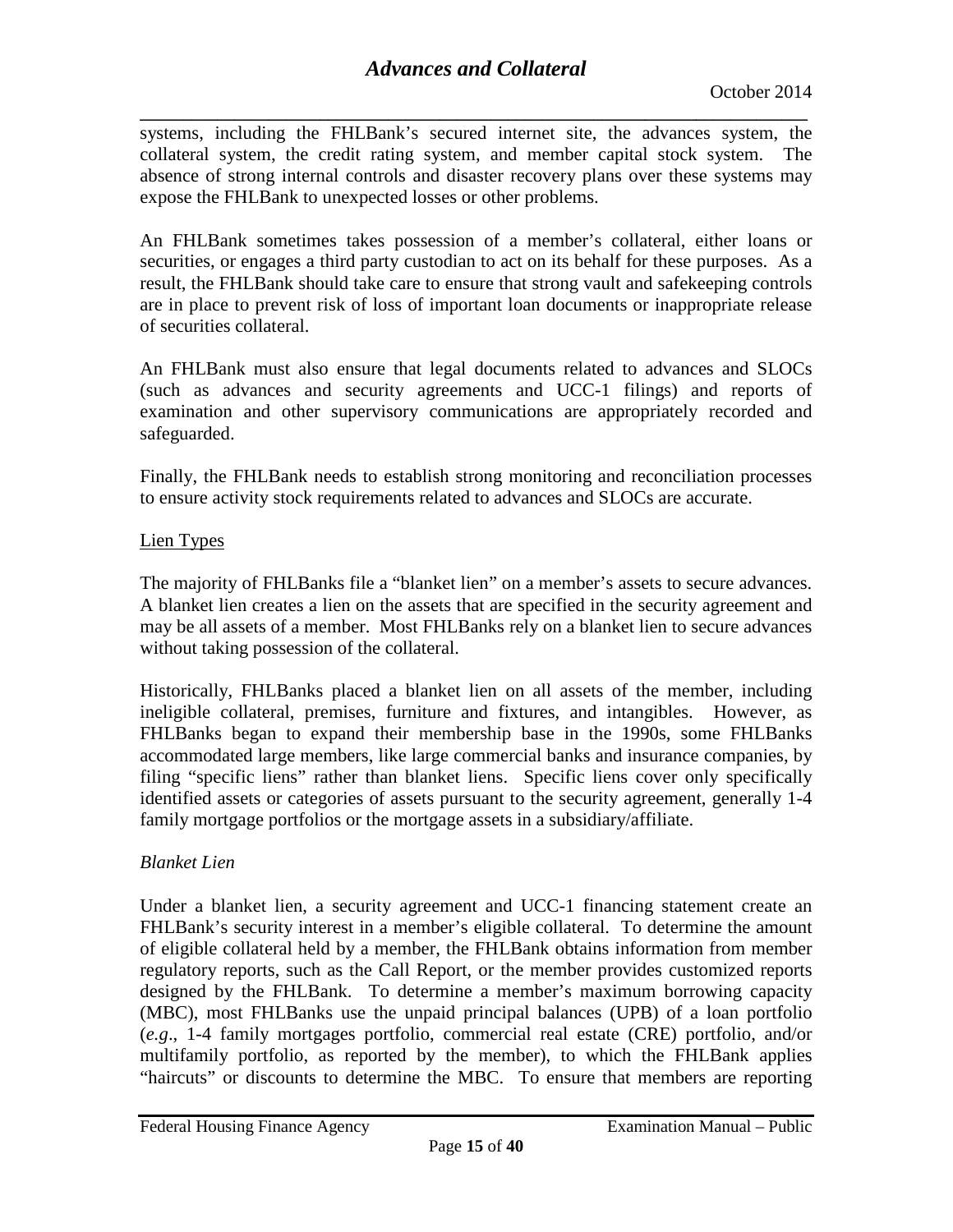systems, including the FHLBank's secured internet site, the advances system, the collateral system, the credit rating system, and member capital stock system. The absence of strong internal controls and disaster recovery plans over these systems may expose the FHLBank to unexpected losses or other problems.

An FHLBank sometimes takes possession of a member's collateral, either loans or securities, or engages a third party custodian to act on its behalf for these purposes. As a result, the FHLBank should take care to ensure that strong vault and safekeeping controls are in place to prevent risk of loss of important loan documents or inappropriate release of securities collateral.

An FHLBank must also ensure that legal documents related to advances and SLOCs (such as advances and security agreements and UCC-1 filings) and reports of examination and other supervisory communications are appropriately recorded and safeguarded.

Finally, the FHLBank needs to establish strong monitoring and reconciliation processes to ensure activity stock requirements related to advances and SLOCs are accurate.

<u>Lien Types</u>

The majority of FHLBanks file a "blanket lien" on a member's assets to secure advances. A blanket lien creates a lien on the assets that are specified in the security agreement and may be all assets of a member. Most FHLBanks rely on a blanket lien to secure advances without taking possession of the collateral.

Historically, FHLBanks placed a blanket lien on all assets of the member, including ineligible collateral, premises, furniture and fixtures, and intangibles. However, as FHLBanks began to expand their membership base in the 1990s, some FHLBanks accommodated large members, like large commercial banks and insurance companies, by filing "specific liens" rather than blanket liens. Specific liens cover only specifically identified assets or categories of assets pursuant to the security agreement, generally 1-4 family mortgage portfolios or the mortgage assets in a subsidiary/affiliate.

*Blanket Lien*

Under a blanket lien, a security agreement and UCC-1 financing statement create an FHLBank's security interest in a member's eligible collateral. To determine the amount of eligible collateral held by a member, the FHLBank obtains information from member regulatory reports, such as the Call Report, or the member provides customized reports designed by the FHLBank. To determine a member's maximum borrowing capacity (MBC), most FHLBanks use the unpaid principal balances (UPB) of a loan portfolio (*e.g*., 1-4 family mortgages portfolio, commercial real estate (CRE) portfolio, and/or multifamily portfolio, as reported by the member), to which the FHLBank applies "haircuts" or discounts to determine the MBC. To ensure that members are reporting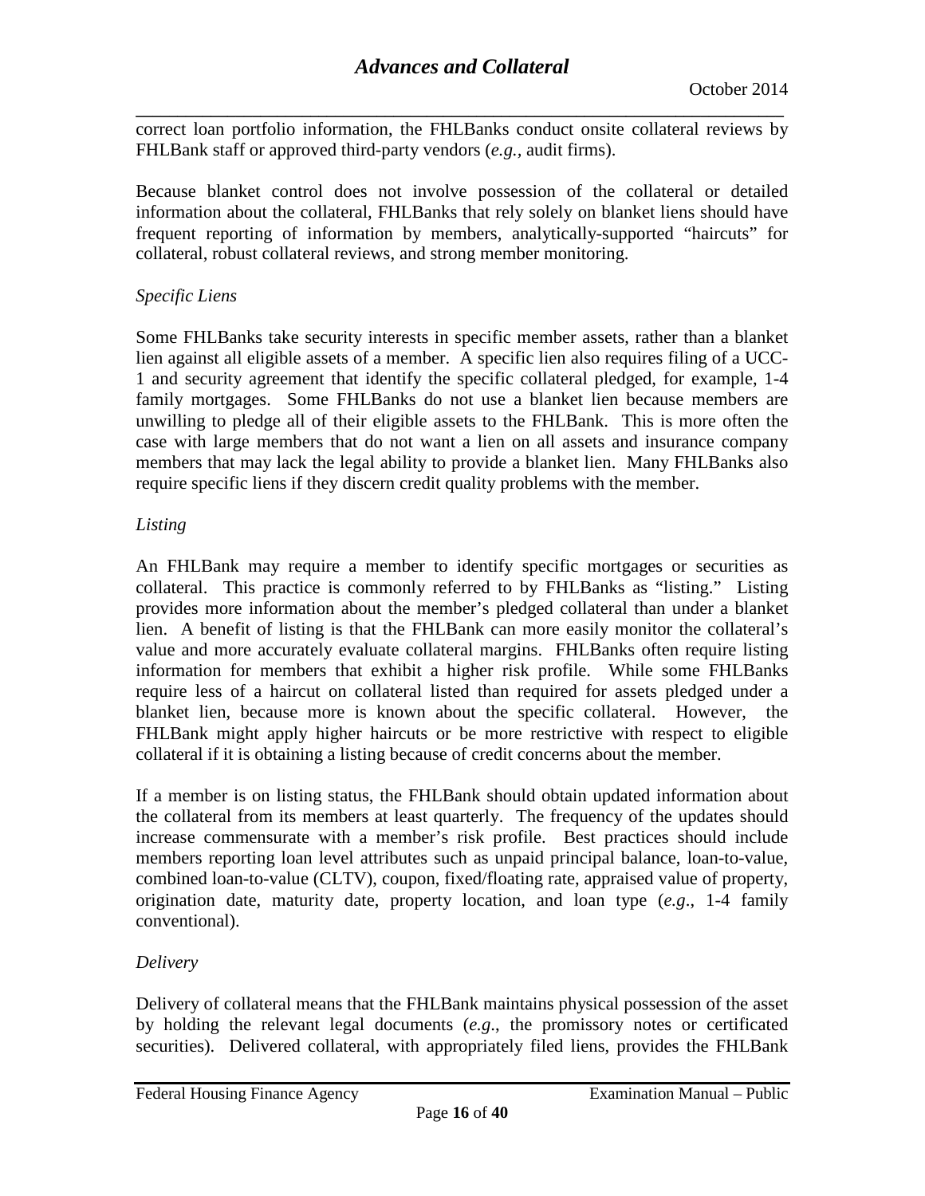correct loan portfolio information, the FHLBanks conduct onsite collateral reviews by FHLBank staff or approved third-party vendors (*e.g.,* audit firms).

Because blanket control does not involve possession of the collateral or detailed information about the collateral, FHLBanks that rely solely on blanket liens should have frequent reporting of information by members, analytically-supported "haircuts" for collateral, robust collateral reviews, and strong member monitoring.

*Specific Liens*

Some FHLBanks take security interests in specific member assets, rather than a blanket lien against all eligible assets of a member. A specific lien also requires filing of a UCC-1 and security agreement that identify the specific collateral pledged, for example, 1-4 family mortgages. Some FHLBanks do not use a blanket lien because members are unwilling to pledge all of their eligible assets to the FHLBank. This is more often the case with large members that do not want a lien on all assets and insurance company members that may lack the legal ability to provide a blanket lien. Many FHLBanks also require specific liens if they discern credit quality problems with the member.

*Listing*

An FHLBank may require a member to identify specific mortgages or securities as collateral. This practice is commonly referred to by FHLBanks as "listing." Listing provides more information about the member's pledged collateral than under a blanket lien. A benefit of listing is that the FHLBank can more easily monitor the collateral's value and more accurately evaluate collateral margins. FHLBanks often require listing information for members that exhibit a higher risk profile. While some FHLBanks require less of a haircut on collateral listed than required for assets pledged under a blanket lien, because more is known about the specific collateral. However, the FHLBank might apply higher haircuts or be more restrictive with respect to eligible collateral if it is obtaining a listing because of credit concerns about the member.

If a member is on listing status, the FHLBank should obtain updated information about the collateral from its members at least quarterly. The frequency of the updates should increase commensurate with a member's risk profile. Best practices should include members reporting loan level attributes such as unpaid principal balance, loan-to-value, combined loan-to-value (CLTV), coupon, fixed/floating rate, appraised value of property, origination date, maturity date, property location, and loan type (*e.g*., 1-4 family conventional).

*Delivery*

Delivery of collateral means that the FHLBank maintains physical possession of the asset by holding the relevant legal documents (*e.g*., the promissory notes or certificated securities). Delivered collateral, with appropriately filed liens, provides the FHLBank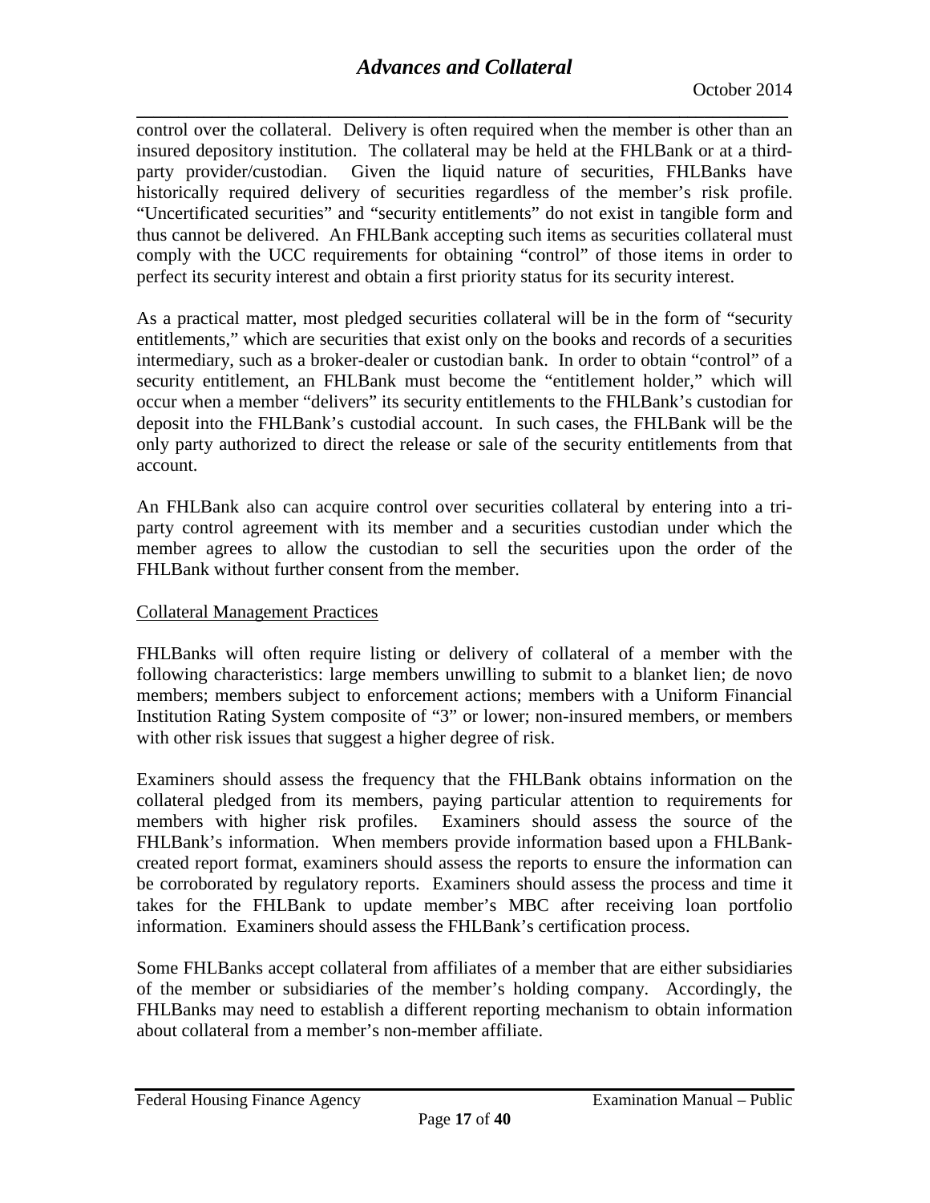control over the collateral. Delivery is often required when the member is other than an insured depository institution. The collateral may be held at the FHLBank or at a third-party provider/custodian. Given the liquid nature of securities, FHLBanks have historically required delivery of securities regardless of the member's risk profile. "Uncertificated securities" and "security entitlements" do not exist in tangible form and thus cannot be delivered. An FHLBank accepting such items as securities collateral must comply with the UCC requirements for obtaining "control" of those items in order to perfect its security interest and obtain a first priority status for its security interest.

As a practical matter, most pledged securities collateral will be in the form of "security entitlements," which are securities that exist only on the books and records of a securities intermediary, such as a broker-dealer or custodian bank. In order to obtain "control" of a security entitlement, an FHLBank must become the "entitlement holder," which will occur when a member "delivers" its security entitlements to the FHLBank's custodian for deposit into the FHLBank's custodial account. In such cases, the FHLBank will be the only party authorized to direct the release or sale of the security entitlements from that account.

An FHLBank also can acquire control over securities collateral by entering into a tri-party control agreement with its member and a securities custodian under which the member agrees to allow the custodian to sell the securities upon the order of the FHLBank without further consent from the member.

Collateral Management Practices

FHLBanks will often require listing or delivery of collateral of a member with the following characteristics: large members unwilling to submit to a blanket lien; de novo members; members subject to enforcement actions; members with a Uniform Financial Institution Rating System composite of "3" or lower; non-insured members, or members with other risk issues that suggest a higher degree of risk.

Examiners should assess the frequency that the FHLBank obtains information on the collateral pledged from its members, paying particular attention to requirements for members with higher risk profiles. Examiners should assess the source of the FHLBank's information. When members provide information based upon a FHLBank-created report format, examiners should assess the reports to ensure the information can be corroborated by regulatory reports. Examiners should assess the process and time it takes for the FHLBank to update member's MBC after receiving loan portfolio information. Examiners should assess the FHLBank's certification process.

Some FHLBanks accept collateral from affiliates of a member that are either subsidiaries of the member or subsidiaries of the member's holding company. Accordingly, the FHLBanks may need to establish a different reporting mechanism to obtain information about collateral from a member's non-member affiliate.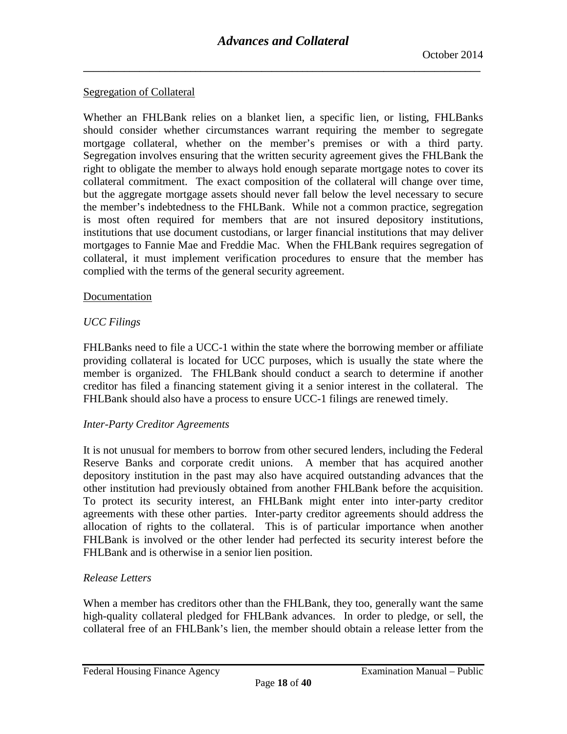## Segregation of Collateral

Whether an FHLBank relies on a blanket lien, a specific lien, or listing, FHLBanks should consider whether circumstances warrant requiring the member to segregate mortgage collateral, whether on the member's premises or with a third party. Segregation involves ensuring that the written security agreement gives the FHLBank the right to obligate the member to always hold enough separate mortgage notes to cover its collateral commitment. The exact composition of the collateral will change over time, but the aggregate mortgage assets should never fall below the level necessary to secure the member's indebtedness to the FHLBank. While not a common practice, segregation is most often required for members that are not insured depository institutions, institutions that use document custodians, or larger financial institutions that may deliver mortgages to Fannie Mae and Freddie Mac. When the FHLBank requires segregation of collateral, it must implement verification procedures to ensure that the member has complied with the terms of the general security agreement.

## Documentation

### *UCC Filings*

FHLBanks need to file a UCC-1 within the state where the borrowing member or affiliate providing collateral is located for UCC purposes, which is usually the state where the member is organized. The FHLBank should conduct a search to determine if another creditor has filed a financing statement giving it a senior interest in the collateral. The FHLBank should also have a process to ensure UCC-1 filings are renewed timely.

### *Inter-Party Creditor Agreements*

It is not unusual for members to borrow from other secured lenders, including the Federal Reserve Banks and corporate credit unions. A member that has acquired another depository institution in the past may also have acquired outstanding advances that the other institution had previously obtained from another FHLBank before the acquisition. To protect its security interest, an FHLBank might enter into inter-party creditor agreements with these other parties. Inter-party creditor agreements should address the allocation of rights to the collateral. This is of particular importance when another FHLBank is involved or the other lender had perfected its security interest before the FHLBank and is otherwise in a senior lien position.

### *Release Letters*

When a member has creditors other than the FHLBank, they too, generally want the same high-quality collateral pledged for FHLBank advances. In order to pledge, or sell, the collateral free of an FHLBank's lien, the member should obtain a release letter from the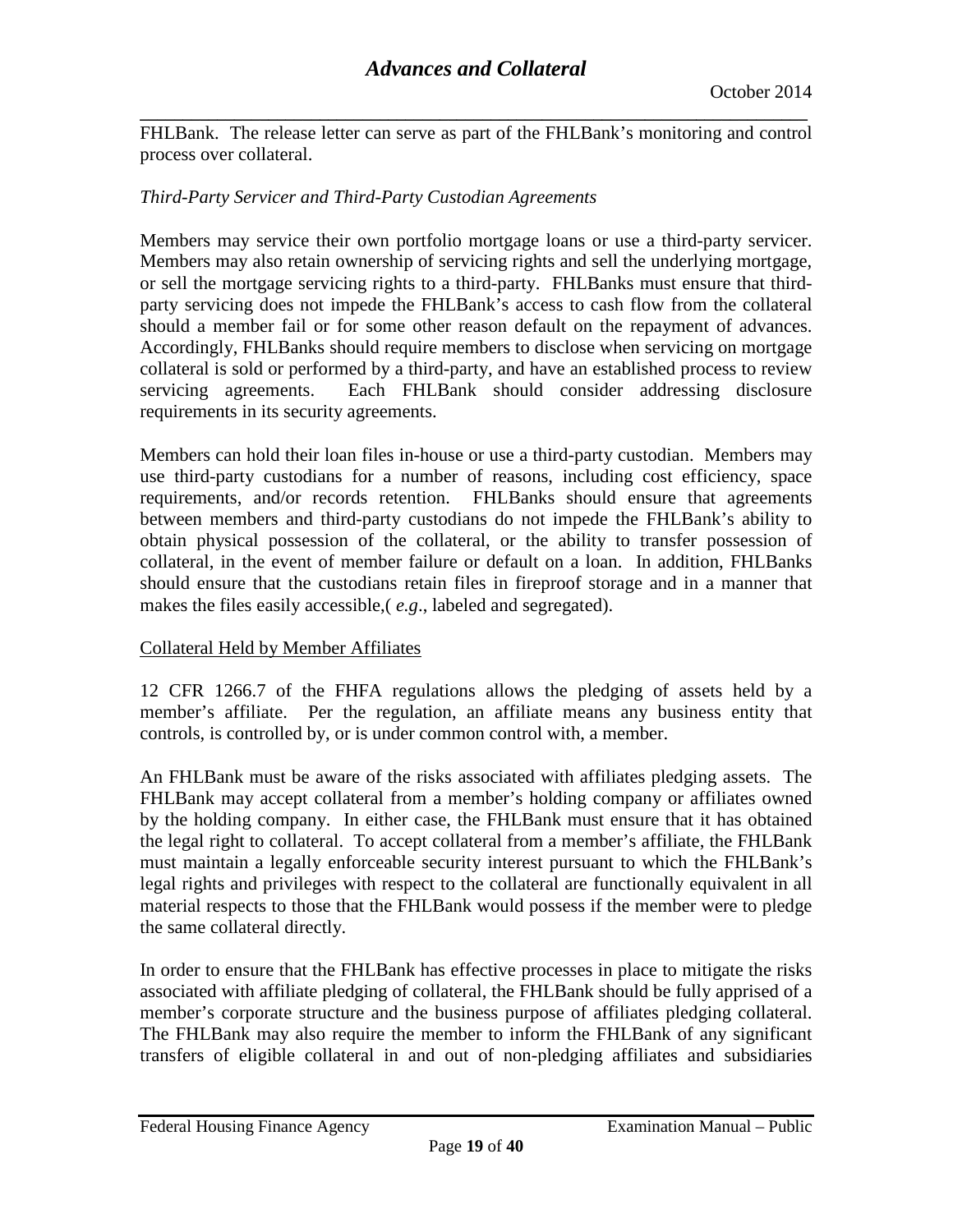FHLBank. The release letter can serve as part of the FHLBank's monitoring and control process over collateral.

*Third-Party Servicer and Third-Party Custodian Agreements*

Members may service their own portfolio mortgage loans or use a third-party servicer. Members may also retain ownership of servicing rights and sell the underlying mortgage, or sell the mortgage servicing rights to a third-party. FHLBanks must ensure that third-party servicing does not impede the FHLBank's access to cash flow from the collateral should a member fail or for some other reason default on the repayment of advances. Accordingly, FHLBanks should require members to disclose when servicing on mortgage collateral is sold or performed by a third-party, and have an established process to review servicing agreements. Each FHLBank should consider addressing disclosure requirements in its security agreements.

Members can hold their loan files in-house or use a third-party custodian. Members may use third-party custodians for a number of reasons, including cost efficiency, space requirements, and/or records retention. FHLBanks should ensure that agreements between members and third-party custodians do not impede the FHLBank's ability to obtain physical possession of the collateral, or the ability to transfer possession of collateral, in the event of member failure or default on a loan. In addition, FHLBanks should ensure that the custodians retain files in fireproof storage and in a manner that makes the files easily accessible,( *e.g*., labeled and segregated).

Collateral Held by Member Affiliates

12 CFR 1266.7 of the FHFA regulations allows the pledging of assets held by a member's affiliate. Per the regulation, an affiliate means any business entity that controls, is controlled by, or is under common control with, a member.

An FHLBank must be aware of the risks associated with affiliates pledging assets. The FHLBank may accept collateral from a member's holding company or affiliates owned by the holding company. In either case, the FHLBank must ensure that it has obtained the legal right to collateral. To accept collateral from a member's affiliate, the FHLBank must maintain a legally enforceable security interest pursuant to which the FHLBank's legal rights and privileges with respect to the collateral are functionally equivalent in all material respects to those that the FHLBank would possess if the member were to pledge the same collateral directly.

In order to ensure that the FHLBank has effective processes in place to mitigate the risks associated with affiliate pledging of collateral, the FHLBank should be fully apprised of a member's corporate structure and the business purpose of affiliates pledging collateral. The FHLBank may also require the member to inform the FHLBank of any significant transfers of eligible collateral in and out of non-pledging affiliates and subsidiaries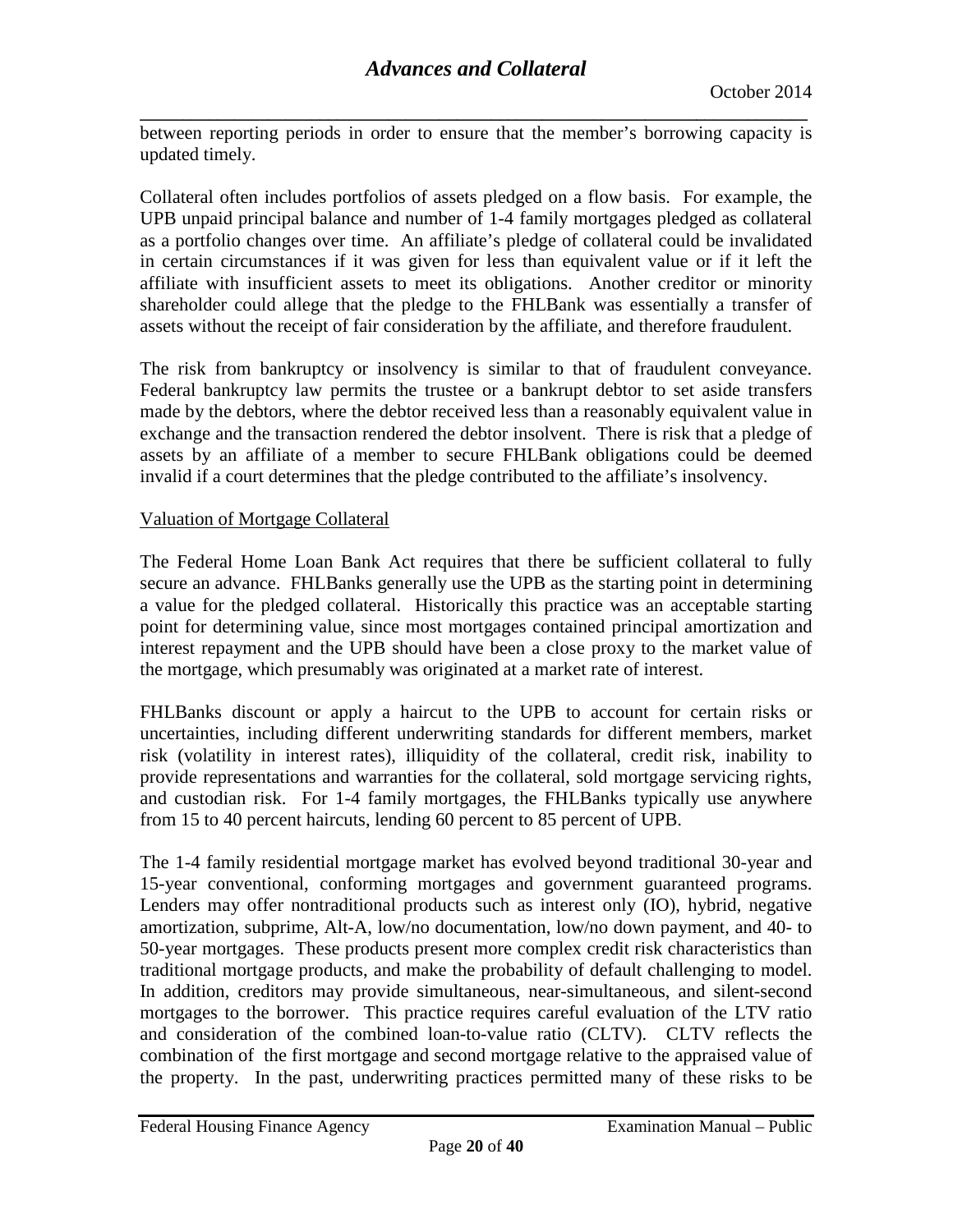between reporting periods in order to ensure that the member's borrowing capacity is updated timely.

Collateral often includes portfolios of assets pledged on a flow basis. For example, the UPB unpaid principal balance and number of 1-4 family mortgages pledged as collateral as a portfolio changes over time. An affiliate's pledge of collateral could be invalidated in certain circumstances if it was given for less than equivalent value or if it left the affiliate with insufficient assets to meet its obligations. Another creditor or minority shareholder could allege that the pledge to the FHLBank was essentially a transfer of assets without the receipt of fair consideration by the affiliate, and therefore fraudulent.

The risk from bankruptcy or insolvency is similar to that of fraudulent conveyance. Federal bankruptcy law permits the trustee or a bankrupt debtor to set aside transfers made by the debtors, where the debtor received less than a reasonably equivalent value in exchange and the transaction rendered the debtor insolvent. There is risk that a pledge of assets by an affiliate of a member to secure FHLBank obligations could be deemed invalid if a court determines that the pledge contributed to the affiliate's insolvency.

<u>Valuation of Mortgage Collateral</u>

The Federal Home Loan Bank Act requires that there be sufficient collateral to fully secure an advance. FHLBanks generally use the UPB as the starting point in determining a value for the pledged collateral. Historically this practice was an acceptable starting point for determining value, since most mortgages contained principal amortization and interest repayment and the UPB should have been a close proxy to the market value of the mortgage, which presumably was originated at a market rate of interest.

FHLBanks discount or apply a haircut to the UPB to account for certain risks or uncertainties, including different underwriting standards for different members, market risk (volatility in interest rates), illiquidity of the collateral, credit risk, inability to provide representations and warranties for the collateral, sold mortgage servicing rights, and custodian risk. For 1-4 family mortgages, the FHLBanks typically use anywhere from 15 to 40 percent haircuts, lending 60 percent to 85 percent of UPB.

The 1-4 family residential mortgage market has evolved beyond traditional 30-year and 15-year conventional, conforming mortgages and government guaranteed programs. Lenders may offer nontraditional products such as interest only (IO), hybrid, negative amortization, subprime, Alt-A, low/no documentation, low/no down payment, and 40- to 50-year mortgages. These products present more complex credit risk characteristics than traditional mortgage products, and make the probability of default challenging to model. In addition, creditors may provide simultaneous, near-simultaneous, and silent-second mortgages to the borrower. This practice requires careful evaluation of the LTV ratio and consideration of the combined loan-to-value ratio (CLTV). CLTV reflects the combination of the first mortgage and second mortgage relative to the appraised value of the property. In the past, underwriting practices permitted many of these risks to be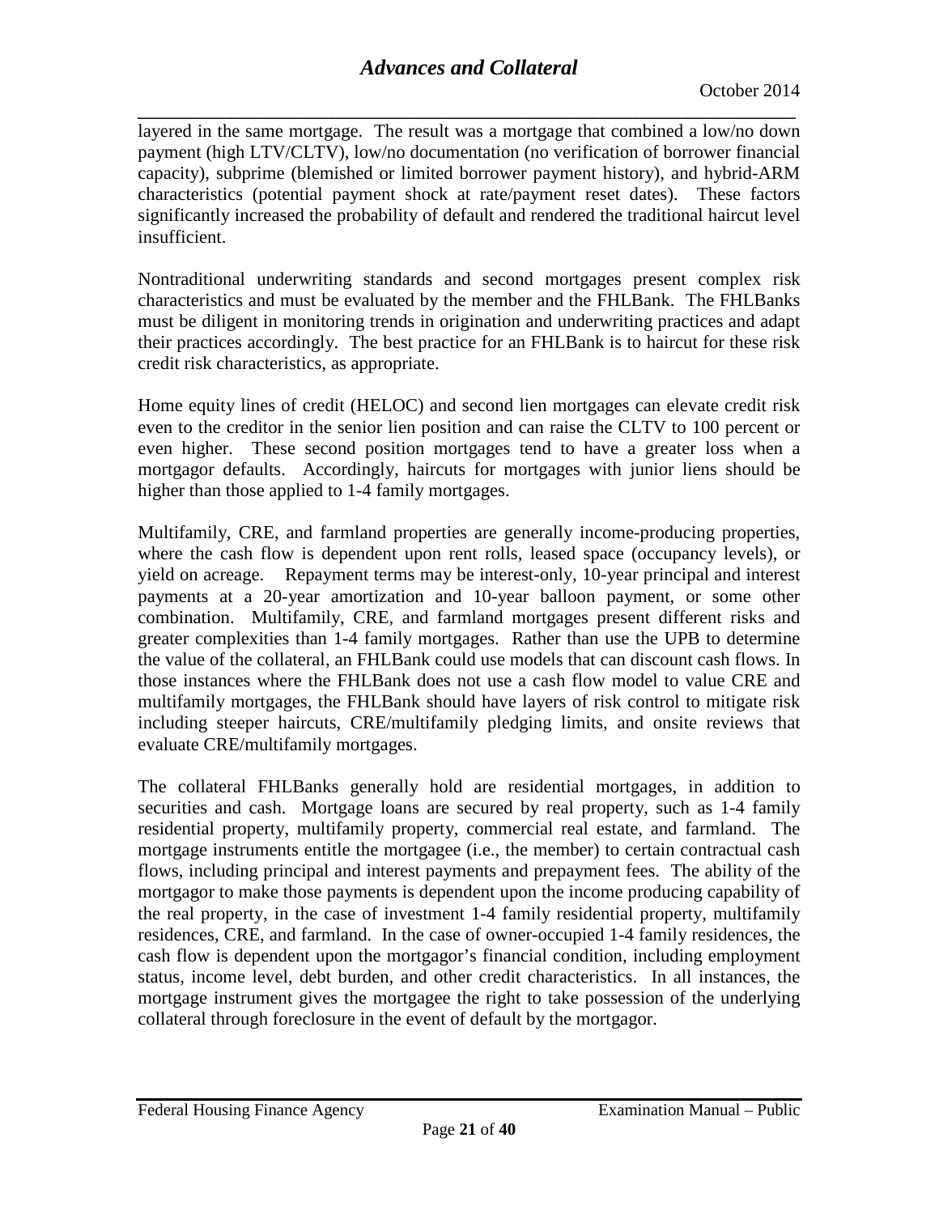layered in the same mortgage. The result was a mortgage that combined a low/no down payment (high LTV/CLTV), low/no documentation (no verification of borrower financial capacity), subprime (blemished or limited borrower payment history), and hybrid-ARM characteristics (potential payment shock at rate/payment reset dates). These factors significantly increased the probability of default and rendered the traditional haircut level insufficient.

Nontraditional underwriting standards and second mortgages present complex risk characteristics and must be evaluated by the member and the FHLBank. The FHLBanks must be diligent in monitoring trends in origination and underwriting practices and adapt their practices accordingly. The best practice for an FHLBank is to haircut for these risk credit risk characteristics, as appropriate.

Home equity lines of credit (HELOC) and second lien mortgages can elevate credit risk even to the creditor in the senior lien position and can raise the CLTV to 100 percent or even higher. These second position mortgages tend to have a greater loss when a mortgagor defaults. Accordingly, haircuts for mortgages with junior liens should be higher than those applied to 1-4 family mortgages.

Multifamily, CRE, and farmland properties are generally income-producing properties, where the cash flow is dependent upon rent rolls, leased space (occupancy levels), or yield on acreage. Repayment terms may be interest-only, 10-year principal and interest payments at a 20-year amortization and 10-year balloon payment, or some other combination. Multifamily, CRE, and farmland mortgages present different risks and greater complexities than 1-4 family mortgages. Rather than use the UPB to determine the value of the collateral, an FHLBank could use models that can discount cash flows. In those instances where the FHLBank does not use a cash flow model to value CRE and multifamily mortgages, the FHLBank should have layers of risk control to mitigate risk including steeper haircuts, CRE/multifamily pledging limits, and onsite reviews that evaluate CRE/multifamily mortgages.

The collateral FHLBanks generally hold are residential mortgages, in addition to securities and cash. Mortgage loans are secured by real property, such as 1-4 family residential property, multifamily property, commercial real estate, and farmland. The mortgage instruments entitle the mortgagee (i.e., the member) to certain contractual cash flows, including principal and interest payments and prepayment fees. The ability of the mortgagor to make those payments is dependent upon the income producing capability of the real property, in the case of investment 1-4 family residential property, multifamily residences, CRE, and farmland. In the case of owner-occupied 1-4 family residences, the cash flow is dependent upon the mortgagor's financial condition, including employment status, income level, debt burden, and other credit characteristics. In all instances, the mortgage instrument gives the mortgagee the right to take possession of the underlying collateral through foreclosure in the event of default by the mortgagor.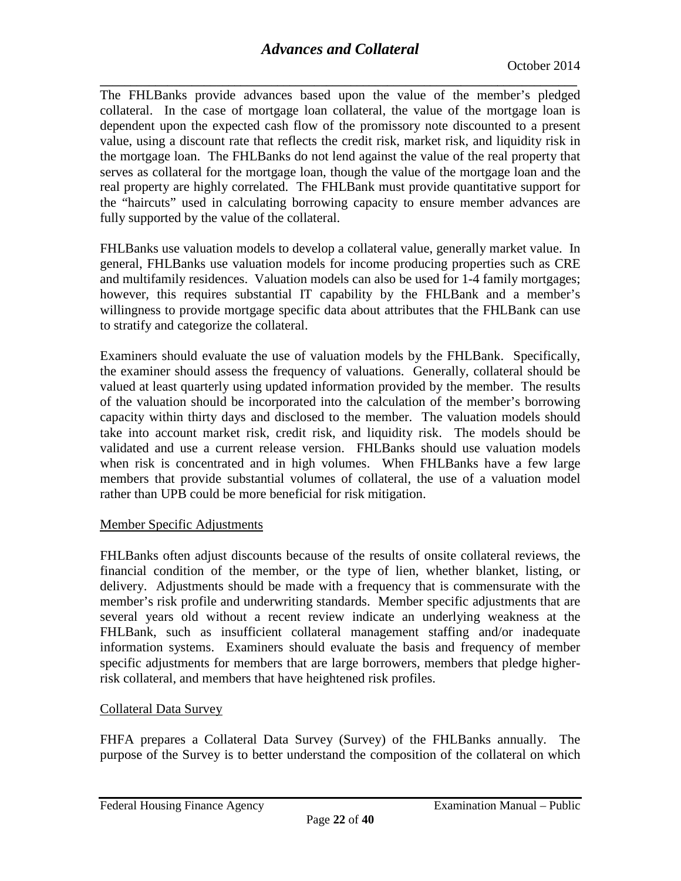The FHLBanks provide advances based upon the value of the member's pledged collateral. In the case of mortgage loan collateral, the value of the mortgage loan is dependent upon the expected cash flow of the promissory note discounted to a present value, using a discount rate that reflects the credit risk, market risk, and liquidity risk in the mortgage loan. The FHLBanks do not lend against the value of the real property that serves as collateral for the mortgage loan, though the value of the mortgage loan and the real property are highly correlated. The FHLBank must provide quantitative support for the "haircuts" used in calculating borrowing capacity to ensure member advances are fully supported by the value of the collateral.

FHLBanks use valuation models to develop a collateral value, generally market value. In general, FHLBanks use valuation models for income producing properties such as CRE and multifamily residences. Valuation models can also be used for 1-4 family mortgages; however, this requires substantial IT capability by the FHLBank and a member's willingness to provide mortgage specific data about attributes that the FHLBank can use to stratify and categorize the collateral.

Examiners should evaluate the use of valuation models by the FHLBank. Specifically, the examiner should assess the frequency of valuations. Generally, collateral should be valued at least quarterly using updated information provided by the member. The results of the valuation should be incorporated into the calculation of the member's borrowing capacity within thirty days and disclosed to the member. The valuation models should take into account market risk, credit risk, and liquidity risk. The models should be validated and use a current release version. FHLBanks should use valuation models when risk is concentrated and in high volumes. When FHLBanks have a few large members that provide substantial volumes of collateral, the use of a valuation model rather than UPB could be more beneficial for risk mitigation.

Member Specific Adjustments

FHLBanks often adjust discounts because of the results of onsite collateral reviews, the financial condition of the member, or the type of lien, whether blanket, listing, or delivery. Adjustments should be made with a frequency that is commensurate with the member's risk profile and underwriting standards. Member specific adjustments that are several years old without a recent review indicate an underlying weakness at the FHLBank, such as insufficient collateral management staffing and/or inadequate information systems. Examiners should evaluate the basis and frequency of member specific adjustments for members that are large borrowers, members that pledge higher-risk collateral, and members that have heightened risk profiles.

Collateral Data Survey

FHFA prepares a Collateral Data Survey (Survey) of the FHLBanks annually. The purpose of the Survey is to better understand the composition of the collateral on which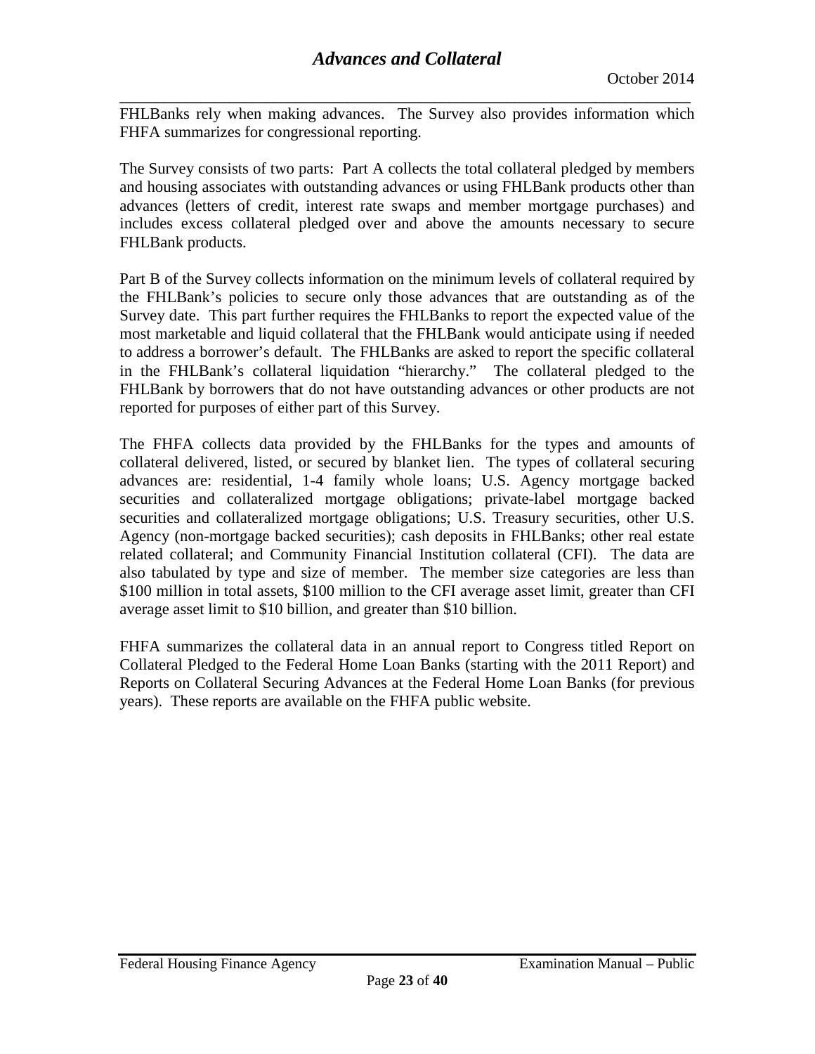FHLBanks rely when making advances. The Survey also provides information which FHFA summarizes for congressional reporting.

The Survey consists of two parts: Part A collects the total collateral pledged by members and housing associates with outstanding advances or using FHLBank products other than advances (letters of credit, interest rate swaps and member mortgage purchases) and includes excess collateral pledged over and above the amounts necessary to secure FHLBank products.

Part B of the Survey collects information on the minimum levels of collateral required by the FHLBank's policies to secure only those advances that are outstanding as of the Survey date. This part further requires the FHLBanks to report the expected value of the most marketable and liquid collateral that the FHLBank would anticipate using if needed to address a borrower's default. The FHLBanks are asked to report the specific collateral in the FHLBank's collateral liquidation "hierarchy." The collateral pledged to the FHLBank by borrowers that do not have outstanding advances or other products are not reported for purposes of either part of this Survey.

The FHFA collects data provided by the FHLBanks for the types and amounts of collateral delivered, listed, or secured by blanket lien. The types of collateral securing advances are: residential, 1-4 family whole loans; U.S. Agency mortgage backed securities and collateralized mortgage obligations; private-label mortgage backed securities and collateralized mortgage obligations; U.S. Treasury securities, other U.S. Agency (non-mortgage backed securities); cash deposits in FHLBanks; other real estate related collateral; and Community Financial Institution collateral (CFI). The data are also tabulated by type and size of member. The member size categories are less than \$100 million in total assets, \$100 million to the CFI average asset limit, greater than CFI average asset limit to \$10 billion, and greater than \$10 billion.

FHFA summarizes the collateral data in an annual report to Congress titled Report on Collateral Pledged to the Federal Home Loan Banks (starting with the 2011 Report) and Reports on Collateral Securing Advances at the Federal Home Loan Banks (for previous years). These reports are available on the FHFA public website.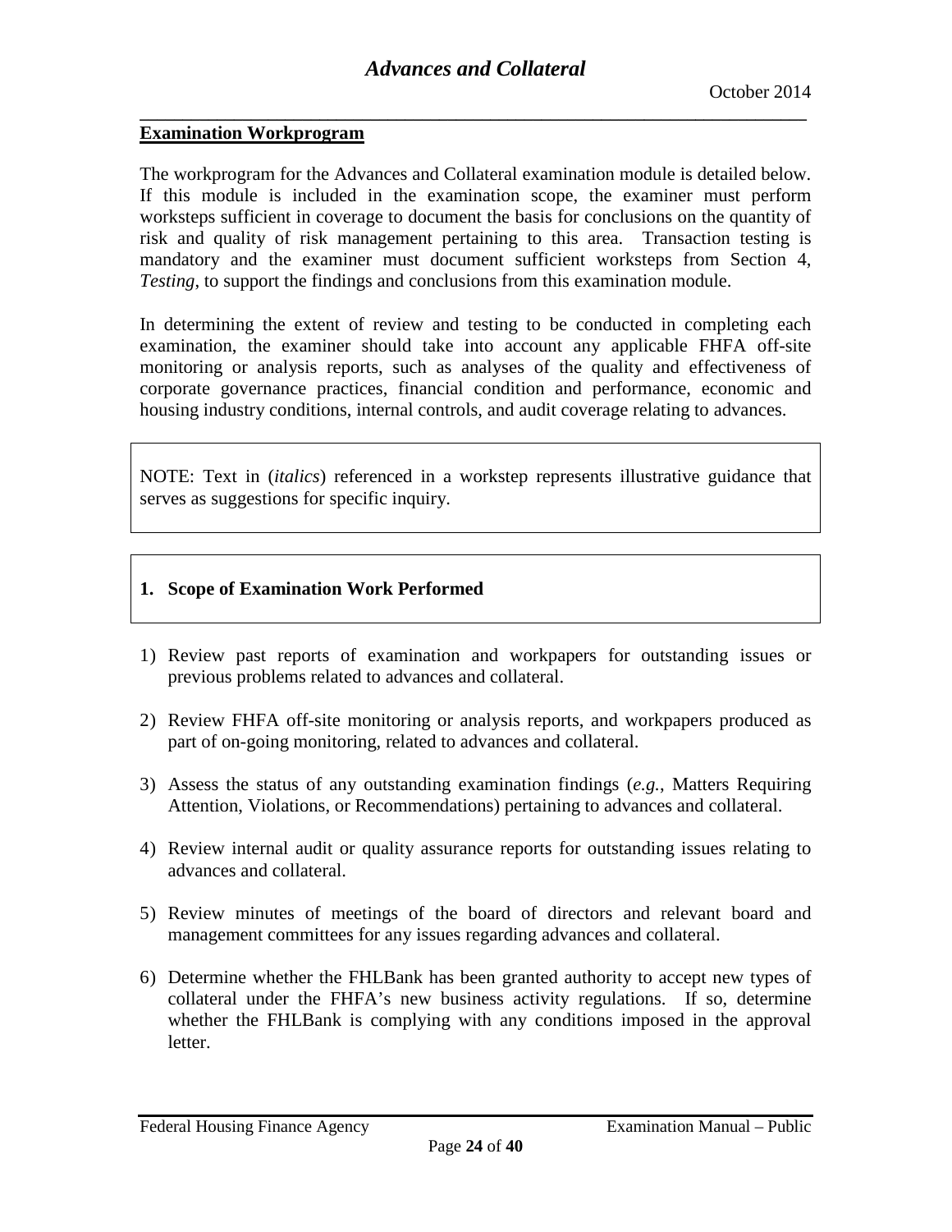## Examination Workprogram

The workprogram for the Advances and Collateral examination module is detailed below. If this module is included in the examination scope, the examiner must perform worksteps sufficient in coverage to document the basis for conclusions on the quantity of risk and quality of risk management pertaining to this area. Transaction testing is mandatory and the examiner must document sufficient worksteps from Section 4, *Testing*, to support the findings and conclusions from this examination module.

In determining the extent of review and testing to be conducted in completing each examination, the examiner should take into account any applicable FHFA off-site monitoring or analysis reports, such as analyses of the quality and effectiveness of corporate governance practices, financial condition and performance, economic and housing industry conditions, internal controls, and audit coverage relating to advances.

NOTE: Text in (*italics*) referenced in a workstep represents illustrative guidance that serves as suggestions for specific inquiry.

### 1. Scope of Examination Work Performed

1) Review past reports of examination and workpapers for outstanding issues or previous problems related to advances and collateral.

2) Review FHFA off-site monitoring or analysis reports, and workpapers produced as part of on-going monitoring, related to advances and collateral.

3) Assess the status of any outstanding examination findings (*e.g.*, Matters Requiring Attention, Violations, or Recommendations) pertaining to advances and collateral.

4) Review internal audit or quality assurance reports for outstanding issues relating to advances and collateral.

5) Review minutes of meetings of the board of directors and relevant board and management committees for any issues regarding advances and collateral.

6) Determine whether the FHLBank has been granted authority to accept new types of collateral under the FHFA's new business activity regulations. If so, determine whether the FHLBank is complying with any conditions imposed in the approval letter.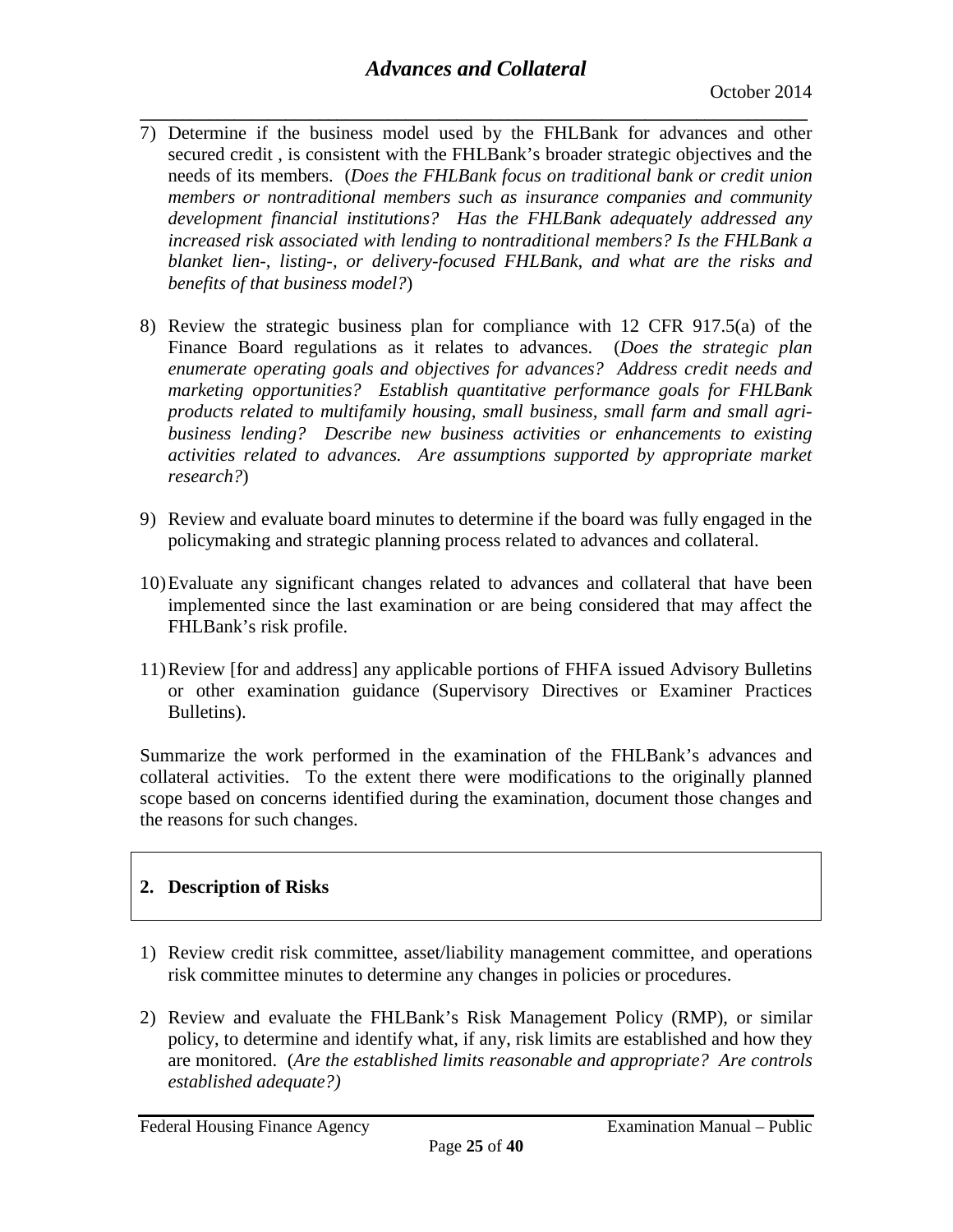7) Determine if the business model used by the FHLBank for advances and other secured credit , is consistent with the FHLBank's broader strategic objectives and the needs of its members. (*Does the FHLBank focus on traditional bank or credit union members or nontraditional members such as insurance companies and community development financial institutions? Has the FHLBank adequately addressed any increased risk associated with lending to nontraditional members? Is the FHLBank a blanket lien-, listing-, or delivery-focused FHLBank, and what are the risks and benefits of that business model?*)

8) Review the strategic business plan for compliance with 12 CFR 917.5(a) of the Finance Board regulations as it relates to advances. (*Does the strategic plan enumerate operating goals and objectives for advances? Address credit needs and marketing opportunities? Establish quantitative performance goals for FHLBank products related to multifamily housing, small business, small farm and small agri-business lending? Describe new business activities or enhancements to existing activities related to advances. Are assumptions supported by appropriate market research?*)

9) Review and evaluate board minutes to determine if the board was fully engaged in the policymaking and strategic planning process related to advances and collateral.

10) Evaluate any significant changes related to advances and collateral that have been implemented since the last examination or are being considered that may affect the FHLBank's risk profile.

11) Review [for and address] any applicable portions of FHFA issued Advisory Bulletins or other examination guidance (Supervisory Directives or Examiner Practices Bulletins).

Summarize the work performed in the examination of the FHLBank's advances and collateral activities. To the extent there were modifications to the originally planned scope based on concerns identified during the examination, document those changes and the reasons for such changes.

## 2. Description of Risks

1) Review credit risk committee, asset/liability management committee, and operations risk committee minutes to determine any changes in policies or procedures.

2) Review and evaluate the FHLBank's Risk Management Policy (RMP), or similar policy, to determine and identify what, if any, risk limits are established and how they are monitored. (*Are the established limits reasonable and appropriate? Are controls established adequate?)*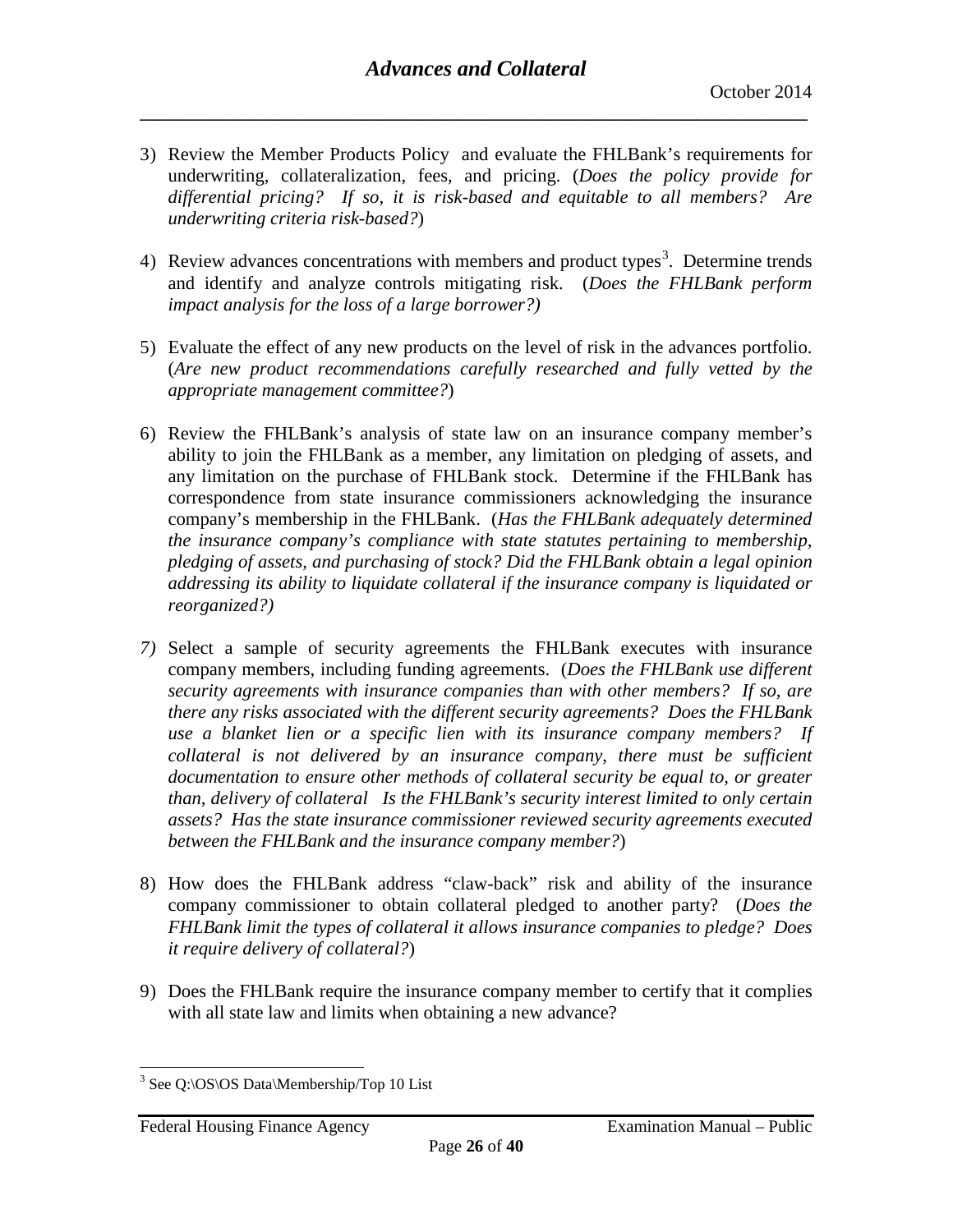3) Review the Member Products Policy and evaluate the FHLBank's requirements for underwriting, collateralization, fees, and pricing. (*Does the policy provide for differential pricing? If so, it is risk-based and equitable to all members? Are underwriting criteria risk-based?*)

4) Review advances concentrations with members and product types[3]. Determine trends and identify and analyze controls mitigating risk. (*Does the FHLBank perform impact analysis for the loss of a large borrower?)*

5) Evaluate the effect of any new products on the level of risk in the advances portfolio. (*Are new product recommendations carefully researched and fully vetted by the appropriate management committee?*)

6) Review the FHLBank's analysis of state law on an insurance company member's ability to join the FHLBank as a member, any limitation on pledging of assets, and any limitation on the purchase of FHLBank stock. Determine if the FHLBank has correspondence from state insurance commissioners acknowledging the insurance company's membership in the FHLBank. (*Has the FHLBank adequately determined the insurance company's compliance with state statutes pertaining to membership, pledging of assets, and purchasing of stock? Did the FHLBank obtain a legal opinion addressing its ability to liquidate collateral if the insurance company is liquidated or reorganized?)*

7) Select a sample of security agreements the FHLBank executes with insurance company members, including funding agreements. (*Does the FHLBank use different security agreements with insurance companies than with other members? If so, are there any risks associated with the different security agreements? Does the FHLBank use a blanket lien or a specific lien with its insurance company members? If collateral is not delivered by an insurance company, there must be sufficient documentation to ensure other methods of collateral security be equal to, or greater than, delivery of collateral Is the FHLBank's security interest limited to only certain assets? Has the state insurance commissioner reviewed security agreements executed between the FHLBank and the insurance company member?*)

8) How does the FHLBank address "claw-back" risk and ability of the insurance company commissioner to obtain collateral pledged to another party? (*Does the FHLBank limit the types of collateral it allows insurance companies to pledge? Does it require delivery of collateral?*)

9) Does the FHLBank require the insurance company member to certify that it complies with all state law and limits when obtaining a new advance?

---

[3] See Q:\OS\OS Data\Membership/Top 10 List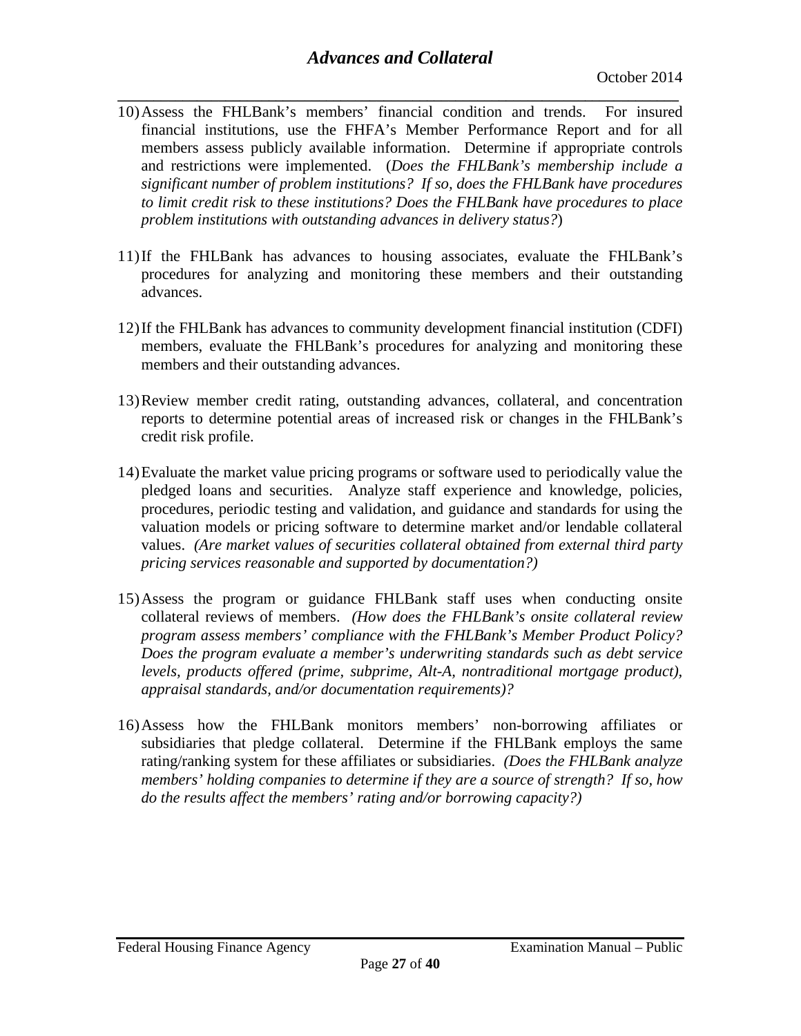10) Assess the FHLBank's members' financial condition and trends. For insured financial institutions, use the FHFA's Member Performance Report and for all members assess publicly available information. Determine if appropriate controls and restrictions were implemented. (*Does the FHLBank's membership include a significant number of problem institutions? If so, does the FHLBank have procedures to limit credit risk to these institutions? Does the FHLBank have procedures to place problem institutions with outstanding advances in delivery status?*)

11) If the FHLBank has advances to housing associates, evaluate the FHLBank's procedures for analyzing and monitoring these members and their outstanding advances.

12) If the FHLBank has advances to community development financial institution (CDFI) members, evaluate the FHLBank's procedures for analyzing and monitoring these members and their outstanding advances.

13) Review member credit rating, outstanding advances, collateral, and concentration reports to determine potential areas of increased risk or changes in the FHLBank's credit risk profile.

14) Evaluate the market value pricing programs or software used to periodically value the pledged loans and securities. Analyze staff experience and knowledge, policies, procedures, periodic testing and validation, and guidance and standards for using the valuation models or pricing software to determine market and/or lendable collateral values. *(Are market values of securities collateral obtained from external third party pricing services reasonable and supported by documentation?)*

15) Assess the program or guidance FHLBank staff uses when conducting onsite collateral reviews of members. *(How does the FHLBank's onsite collateral review program assess members' compliance with the FHLBank's Member Product Policy? Does the program evaluate a member's underwriting standards such as debt service levels, products offered (prime, subprime, Alt-A, nontraditional mortgage product), appraisal standards, and/or documentation requirements)?*

16) Assess how the FHLBank monitors members' non-borrowing affiliates or subsidiaries that pledge collateral. Determine if the FHLBank employs the same rating/ranking system for these affiliates or subsidiaries. *(Does the FHLBank analyze members' holding companies to determine if they are a source of strength? If so, how do the results affect the members' rating and/or borrowing capacity?)*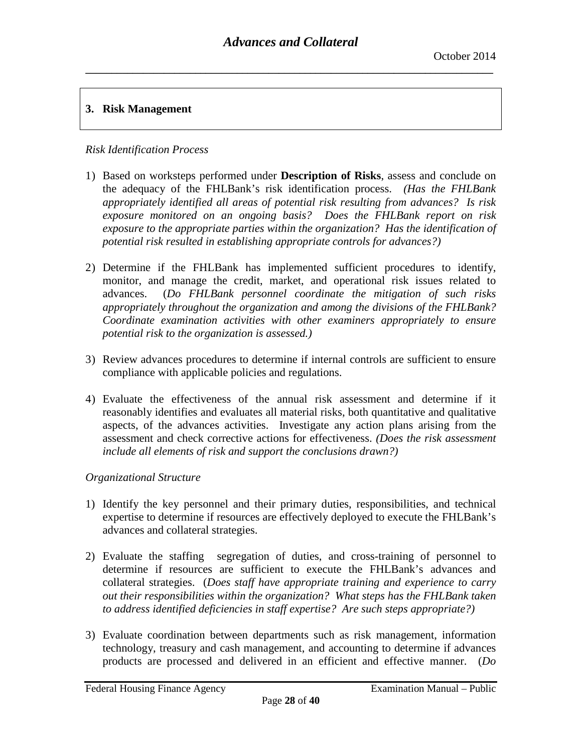## 3. Risk Management

*Risk Identification Process*

1) Based on worksteps performed under **Description of Risks**, assess and conclude on the adequacy of the FHLBank's risk identification process. *(Has the FHLBank appropriately identified all areas of potential risk resulting from advances? Is risk exposure monitored on an ongoing basis? Does the FHLBank report on risk exposure to the appropriate parties within the organization? Has the identification of potential risk resulted in establishing appropriate controls for advances?)*

2) Determine if the FHLBank has implemented sufficient procedures to identify, monitor, and manage the credit, market, and operational risk issues related to advances. (*Do FHLBank personnel coordinate the mitigation of such risks appropriately throughout the organization and among the divisions of the FHLBank? Coordinate examination activities with other examiners appropriately to ensure potential risk to the organization is assessed.)*

3) Review advances procedures to determine if internal controls are sufficient to ensure compliance with applicable policies and regulations.

4) Evaluate the effectiveness of the annual risk assessment and determine if it reasonably identifies and evaluates all material risks, both quantitative and qualitative aspects, of the advances activities. Investigate any action plans arising from the assessment and check corrective actions for effectiveness. *(Does the risk assessment include all elements of risk and support the conclusions drawn?)*

*Organizational Structure*

1) Identify the key personnel and their primary duties, responsibilities, and technical expertise to determine if resources are effectively deployed to execute the FHLBank's advances and collateral strategies.

2) Evaluate the staffing segregation of duties, and cross-training of personnel to determine if resources are sufficient to execute the FHLBank's advances and collateral strategies. (*Does staff have appropriate training and experience to carry out their responsibilities within the organization? What steps has the FHLBank taken to address identified deficiencies in staff expertise? Are such steps appropriate?)*

3) Evaluate coordination between departments such as risk management, information technology, treasury and cash management, and accounting to determine if advances products are processed and delivered in an efficient and effective manner. (*Do*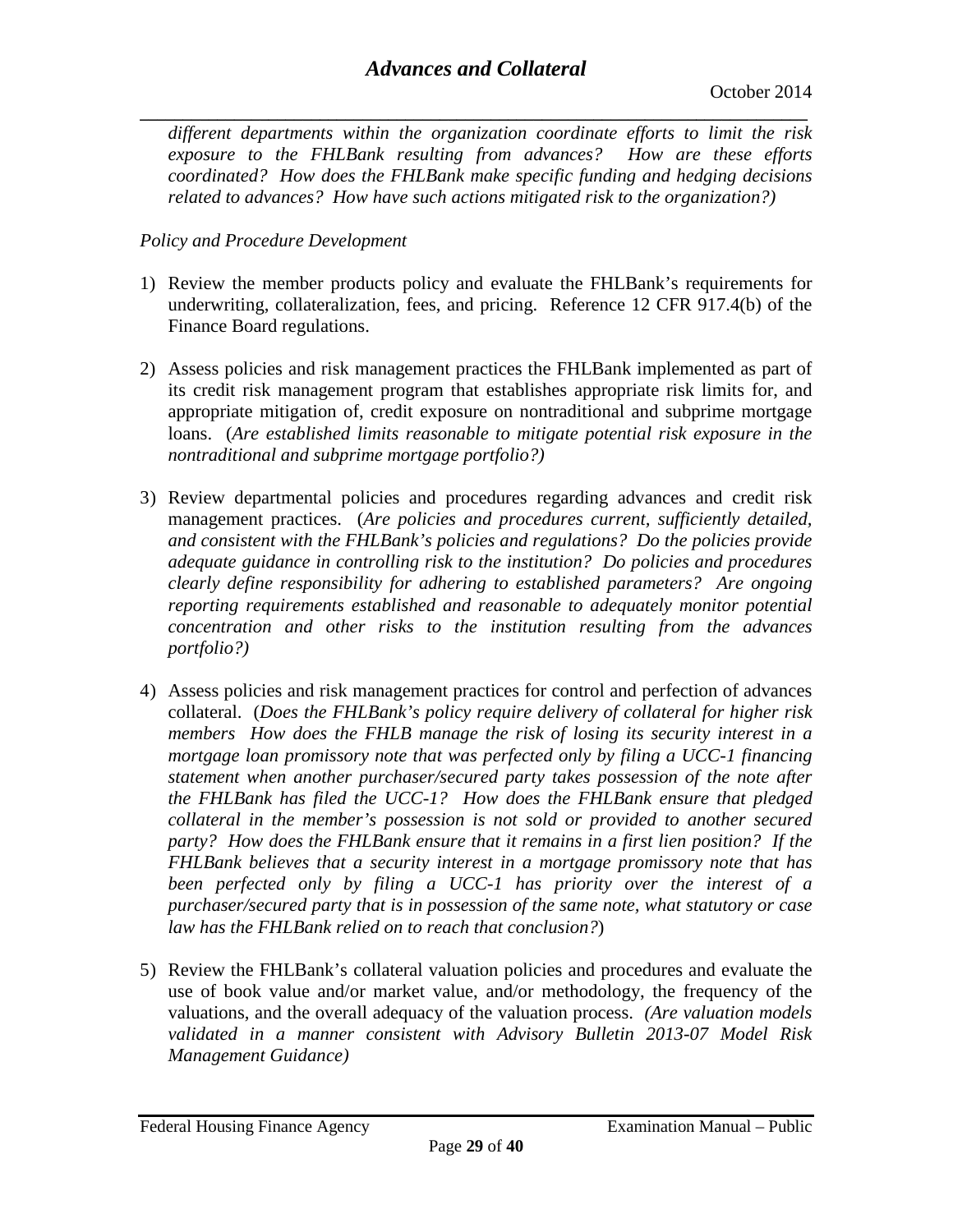*different departments within the organization coordinate efforts to limit the risk exposure to the FHLBank resulting from advances? How are these efforts coordinated? How does the FHLBank make specific funding and hedging decisions related to advances? How have such actions mitigated risk to the organization?)*

*Policy and Procedure Development*

1) Review the member products policy and evaluate the FHLBank's requirements for underwriting, collateralization, fees, and pricing. Reference 12 CFR 917.4(b) of the Finance Board regulations.

2) Assess policies and risk management practices the FHLBank implemented as part of its credit risk management program that establishes appropriate risk limits for, and appropriate mitigation of, credit exposure on nontraditional and subprime mortgage loans. (*Are established limits reasonable to mitigate potential risk exposure in the nontraditional and subprime mortgage portfolio?)*

3) Review departmental policies and procedures regarding advances and credit risk management practices. (*Are policies and procedures current, sufficiently detailed, and consistent with the FHLBank's policies and regulations? Do the policies provide adequate guidance in controlling risk to the institution? Do policies and procedures clearly define responsibility for adhering to established parameters? Are ongoing reporting requirements established and reasonable to adequately monitor potential concentration and other risks to the institution resulting from the advances portfolio?)*

4) Assess policies and risk management practices for control and perfection of advances collateral. (*Does the FHLBank's policy require delivery of collateral for higher risk members How does the FHLB manage the risk of losing its security interest in a mortgage loan promissory note that was perfected only by filing a UCC-1 financing statement when another purchaser/secured party takes possession of the note after the FHLBank has filed the UCC-1? How does the FHLBank ensure that pledged collateral in the member's possession is not sold or provided to another secured party? How does the FHLBank ensure that it remains in a first lien position? If the FHLBank believes that a security interest in a mortgage promissory note that has been perfected only by filing a UCC-1 has priority over the interest of a purchaser/secured party that is in possession of the same note, what statutory or case law has the FHLBank relied on to reach that conclusion?*)

5) Review the FHLBank's collateral valuation policies and procedures and evaluate the use of book value and/or market value, and/or methodology, the frequency of the valuations, and the overall adequacy of the valuation process. *(Are valuation models validated in a manner consistent with Advisory Bulletin 2013-07 Model Risk Management Guidance)*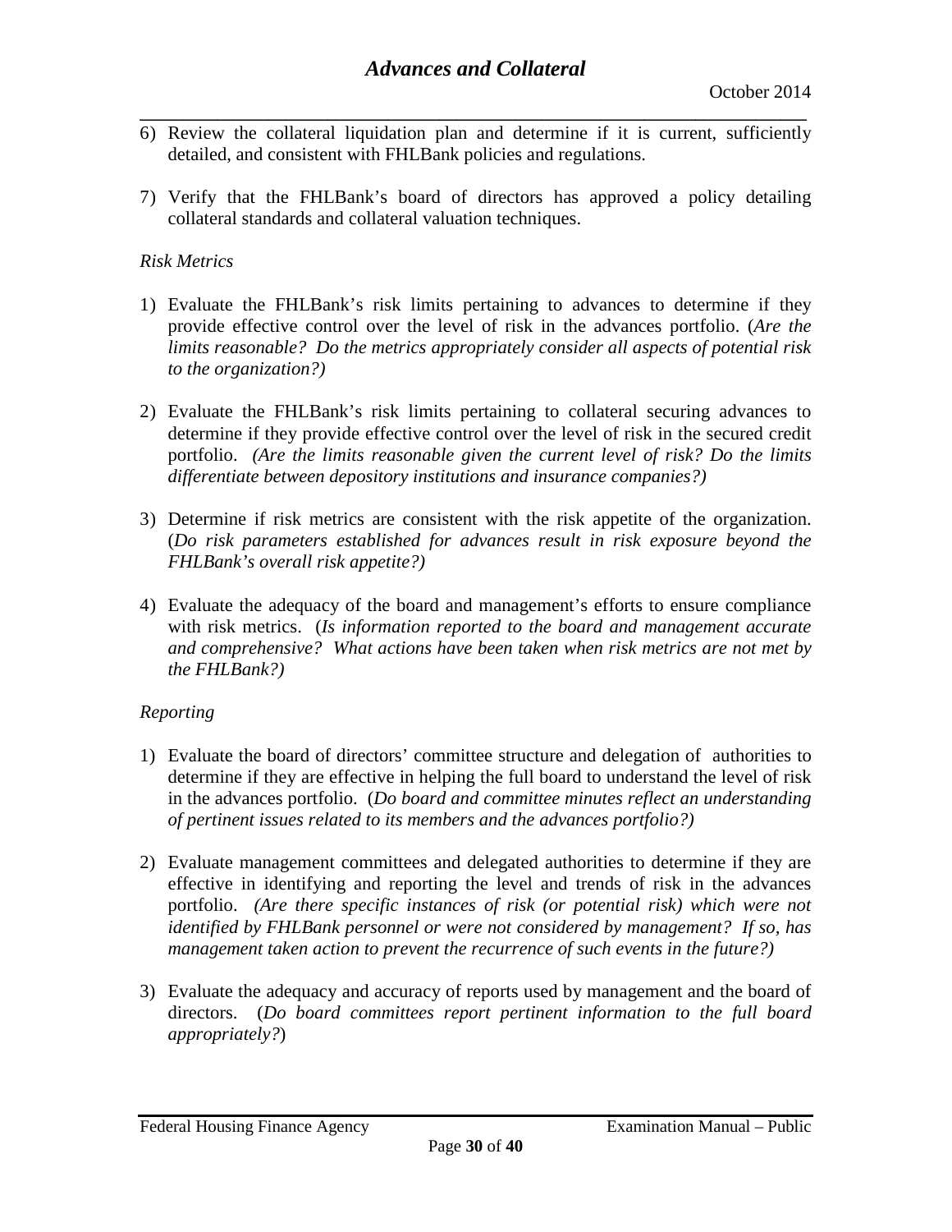6) Review the collateral liquidation plan and determine if it is current, sufficiently detailed, and consistent with FHLBank policies and regulations.

7) Verify that the FHLBank's board of directors has approved a policy detailing collateral standards and collateral valuation techniques.

*Risk Metrics*

1) Evaluate the FHLBank's risk limits pertaining to advances to determine if they provide effective control over the level of risk in the advances portfolio. (*Are the limits reasonable? Do the metrics appropriately consider all aspects of potential risk to the organization?)*

2) Evaluate the FHLBank's risk limits pertaining to collateral securing advances to determine if they provide effective control over the level of risk in the secured credit portfolio. *(Are the limits reasonable given the current level of risk? Do the limits differentiate between depository institutions and insurance companies?)*

3) Determine if risk metrics are consistent with the risk appetite of the organization. (*Do risk parameters established for advances result in risk exposure beyond the FHLBank's overall risk appetite?)*

4) Evaluate the adequacy of the board and management's efforts to ensure compliance with risk metrics. (*Is information reported to the board and management accurate and comprehensive? What actions have been taken when risk metrics are not met by the FHLBank?)*

*Reporting*

1) Evaluate the board of directors' committee structure and delegation of authorities to determine if they are effective in helping the full board to understand the level of risk in the advances portfolio. (*Do board and committee minutes reflect an understanding of pertinent issues related to its members and the advances portfolio?)*

2) Evaluate management committees and delegated authorities to determine if they are effective in identifying and reporting the level and trends of risk in the advances portfolio. *(Are there specific instances of risk (or potential risk) which were not identified by FHLBank personnel or were not considered by management? If so, has management taken action to prevent the recurrence of such events in the future?)*

3) Evaluate the adequacy and accuracy of reports used by management and the board of directors. (*Do board committees report pertinent information to the full board appropriately?*)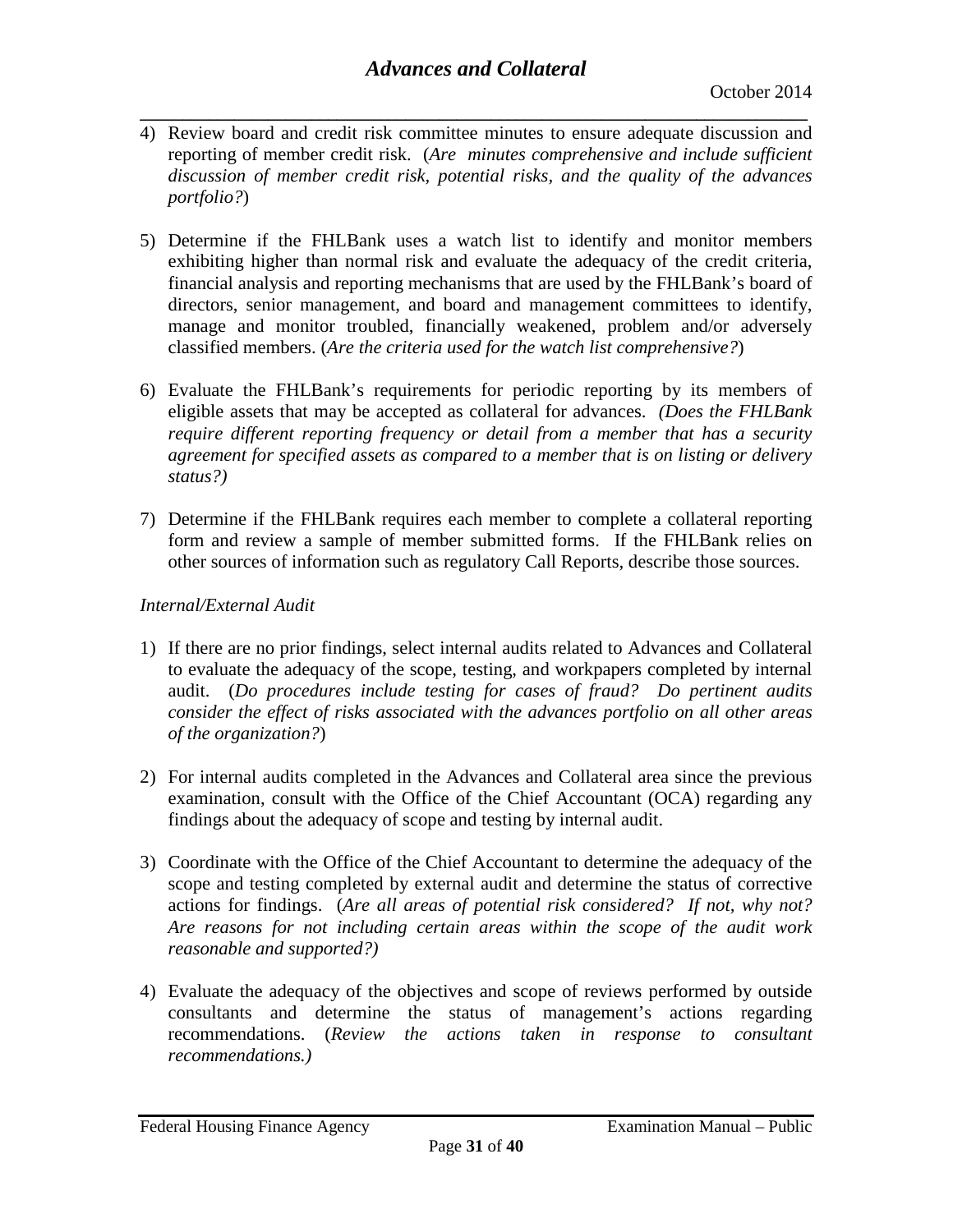4) Review board and credit risk committee minutes to ensure adequate discussion and reporting of member credit risk. (*Are minutes comprehensive and include sufficient discussion of member credit risk, potential risks, and the quality of the advances portfolio?*)

5) Determine if the FHLBank uses a watch list to identify and monitor members exhibiting higher than normal risk and evaluate the adequacy of the credit criteria, financial analysis and reporting mechanisms that are used by the FHLBank's board of directors, senior management, and board and management committees to identify, manage and monitor troubled, financially weakened, problem and/or adversely classified members. (*Are the criteria used for the watch list comprehensive?*)

6) Evaluate the FHLBank's requirements for periodic reporting by its members of eligible assets that may be accepted as collateral for advances. *(Does the FHLBank require different reporting frequency or detail from a member that has a security agreement for specified assets as compared to a member that is on listing or delivery status?)*

7) Determine if the FHLBank requires each member to complete a collateral reporting form and review a sample of member submitted forms. If the FHLBank relies on other sources of information such as regulatory Call Reports, describe those sources.

*Internal/External Audit*

1) If there are no prior findings, select internal audits related to Advances and Collateral to evaluate the adequacy of the scope, testing, and workpapers completed by internal audit. (*Do procedures include testing for cases of fraud? Do pertinent audits consider the effect of risks associated with the advances portfolio on all other areas of the organization?*)

2) For internal audits completed in the Advances and Collateral area since the previous examination, consult with the Office of the Chief Accountant (OCA) regarding any findings about the adequacy of scope and testing by internal audit.

3) Coordinate with the Office of the Chief Accountant to determine the adequacy of the scope and testing completed by external audit and determine the status of corrective actions for findings. (*Are all areas of potential risk considered? If not, why not? Are reasons for not including certain areas within the scope of the audit work reasonable and supported?)*

4) Evaluate the adequacy of the objectives and scope of reviews performed by outside consultants and determine the status of management's actions regarding recommendations. (*Review the actions taken in response to consultant recommendations.)*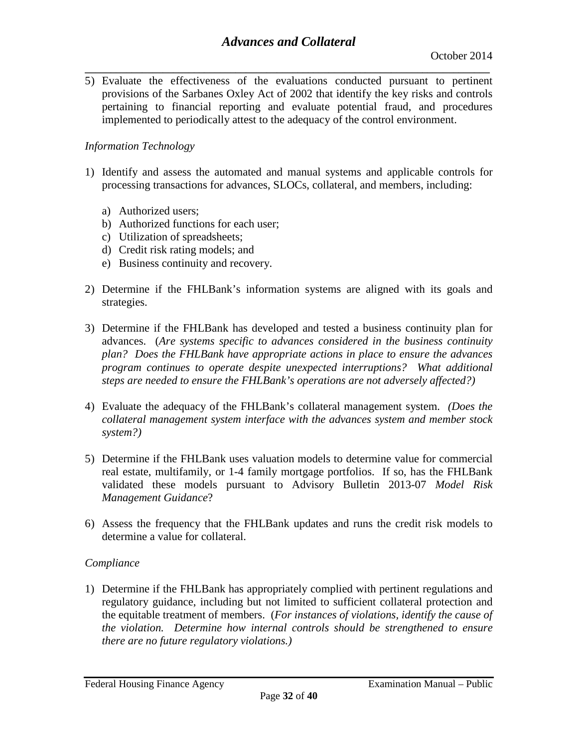5) Evaluate the effectiveness of the evaluations conducted pursuant to pertinent provisions of the Sarbanes Oxley Act of 2002 that identify the key risks and controls pertaining to financial reporting and evaluate potential fraud, and procedures implemented to periodically attest to the adequacy of the control environment.

*Information Technology*

1) Identify and assess the automated and manual systems and applicable controls for processing transactions for advances, SLOCs, collateral, and members, including:

   a) Authorized users;
   b) Authorized functions for each user;
   c) Utilization of spreadsheets;
   d) Credit risk rating models; and
   e) Business continuity and recovery.

2) Determine if the FHLBank's information systems are aligned with its goals and strategies.

3) Determine if the FHLBank has developed and tested a business continuity plan for advances. (*Are systems specific to advances considered in the business continuity plan? Does the FHLBank have appropriate actions in place to ensure the advances program continues to operate despite unexpected interruptions? What additional steps are needed to ensure the FHLBank's operations are not adversely affected?)*

4) Evaluate the adequacy of the FHLBank's collateral management system. *(Does the collateral management system interface with the advances system and member stock system?)*

5) Determine if the FHLBank uses valuation models to determine value for commercial real estate, multifamily, or 1-4 family mortgage portfolios. If so, has the FHLBank validated these models pursuant to Advisory Bulletin 2013-07 *Model Risk Management Guidance*?

6) Assess the frequency that the FHLBank updates and runs the credit risk models to determine a value for collateral.

*Compliance*

1) Determine if the FHLBank has appropriately complied with pertinent regulations and regulatory guidance, including but not limited to sufficient collateral protection and the equitable treatment of members. (*For instances of violations, identify the cause of the violation. Determine how internal controls should be strengthened to ensure there are no future regulatory violations.)*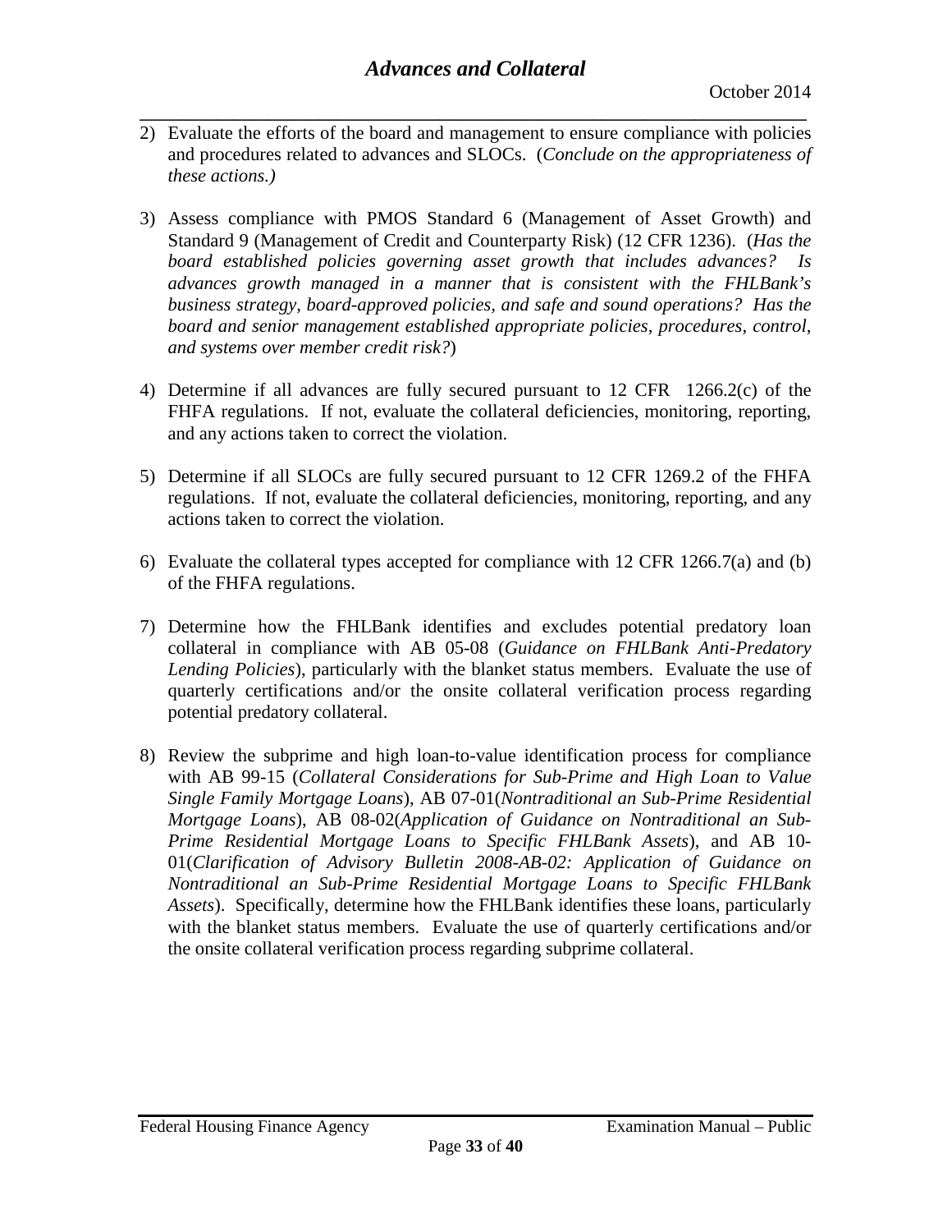2) Evaluate the efforts of the board and management to ensure compliance with policies and procedures related to advances and SLOCs. (*Conclude on the appropriateness of these actions.)*

3) Assess compliance with PMOS Standard 6 (Management of Asset Growth) and Standard 9 (Management of Credit and Counterparty Risk) (12 CFR 1236). (*Has the board established policies governing asset growth that includes advances? Is advances growth managed in a manner that is consistent with the FHLBank's business strategy, board-approved policies, and safe and sound operations? Has the board and senior management established appropriate policies, procedures, control, and systems over member credit risk?*)

4) Determine if all advances are fully secured pursuant to 12 CFR 1266.2(c) of the FHFA regulations. If not, evaluate the collateral deficiencies, monitoring, reporting, and any actions taken to correct the violation.

5) Determine if all SLOCs are fully secured pursuant to 12 CFR 1269.2 of the FHFA regulations. If not, evaluate the collateral deficiencies, monitoring, reporting, and any actions taken to correct the violation.

6) Evaluate the collateral types accepted for compliance with 12 CFR 1266.7(a) and (b) of the FHFA regulations.

7) Determine how the FHLBank identifies and excludes potential predatory loan collateral in compliance with AB 05-08 (*Guidance on FHLBank Anti-Predatory Lending Policies*), particularly with the blanket status members. Evaluate the use of quarterly certifications and/or the onsite collateral verification process regarding potential predatory collateral.

8) Review the subprime and high loan-to-value identification process for compliance with AB 99-15 (*Collateral Considerations for Sub-Prime and High Loan to Value Single Family Mortgage Loans*), AB 07-01(*Nontraditional an Sub-Prime Residential Mortgage Loans*), AB 08-02(*Application of Guidance on Nontraditional an Sub-Prime Residential Mortgage Loans to Specific FHLBank Assets*), and AB 10-01(*Clarification of Advisory Bulletin 2008-AB-02: Application of Guidance on Nontraditional an Sub-Prime Residential Mortgage Loans to Specific FHLBank Assets*). Specifically, determine how the FHLBank identifies these loans, particularly with the blanket status members. Evaluate the use of quarterly certifications and/or the onsite collateral verification process regarding subprime collateral.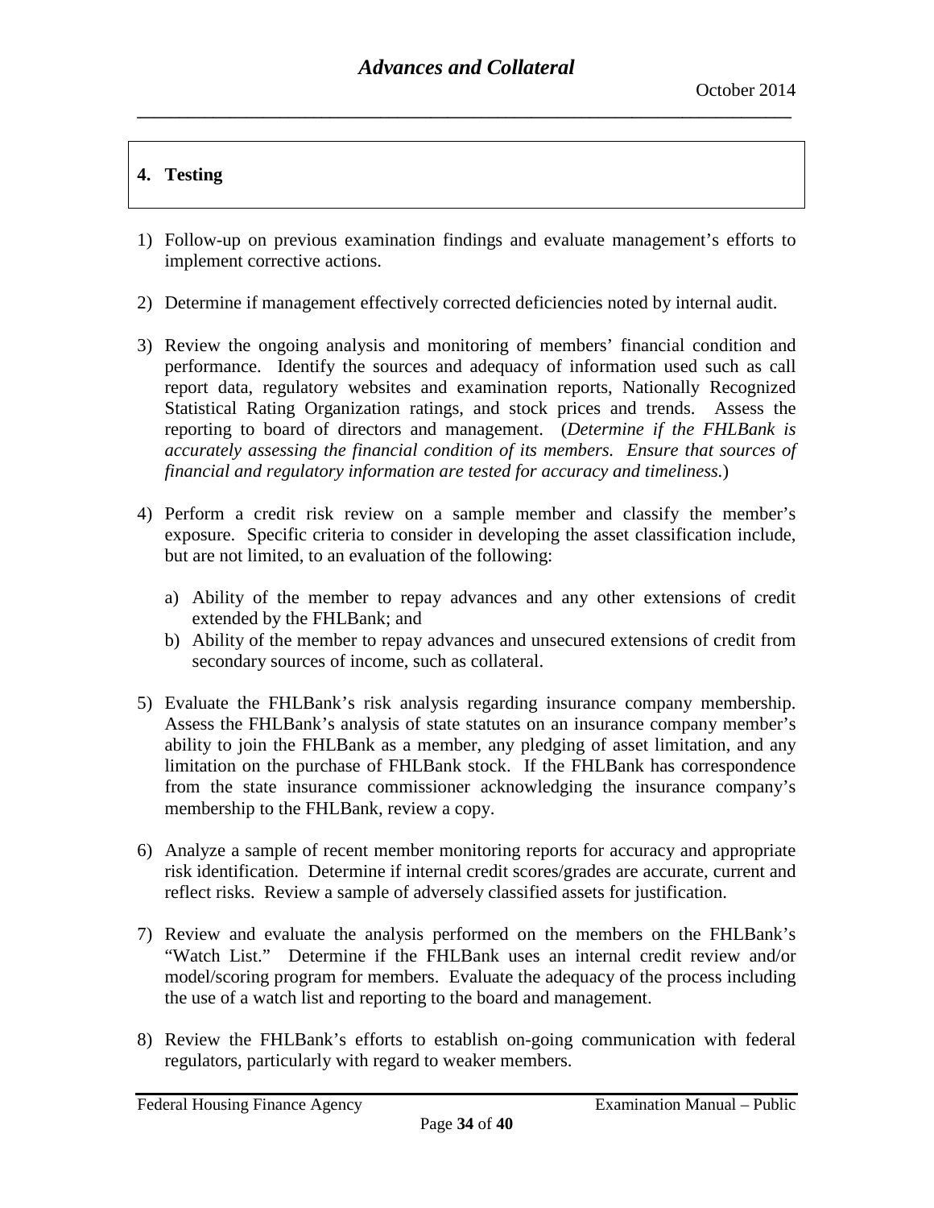## 4. Testing

1) Follow-up on previous examination findings and evaluate management's efforts to implement corrective actions.

2) Determine if management effectively corrected deficiencies noted by internal audit.

3) Review the ongoing analysis and monitoring of members' financial condition and performance. Identify the sources and adequacy of information used such as call report data, regulatory websites and examination reports, Nationally Recognized Statistical Rating Organization ratings, and stock prices and trends. Assess the reporting to board of directors and management. (*Determine if the FHLBank is accurately assessing the financial condition of its members. Ensure that sources of financial and regulatory information are tested for accuracy and timeliness.*)

4) Perform a credit risk review on a sample member and classify the member's exposure. Specific criteria to consider in developing the asset classification include, but are not limited, to an evaluation of the following:

   a) Ability of the member to repay advances and any other extensions of credit extended by the FHLBank; and
   b) Ability of the member to repay advances and unsecured extensions of credit from secondary sources of income, such as collateral.

5) Evaluate the FHLBank's risk analysis regarding insurance company membership. Assess the FHLBank's analysis of state statutes on an insurance company member's ability to join the FHLBank as a member, any pledging of asset limitation, and any limitation on the purchase of FHLBank stock. If the FHLBank has correspondence from the state insurance commissioner acknowledging the insurance company's membership to the FHLBank, review a copy.

6) Analyze a sample of recent member monitoring reports for accuracy and appropriate risk identification. Determine if internal credit scores/grades are accurate, current and reflect risks. Review a sample of adversely classified assets for justification.

7) Review and evaluate the analysis performed on the members on the FHLBank's "Watch List." Determine if the FHLBank uses an internal credit review and/or model/scoring program for members. Evaluate the adequacy of the process including the use of a watch list and reporting to the board and management.

8) Review the FHLBank's efforts to establish on-going communication with federal regulators, particularly with regard to weaker members.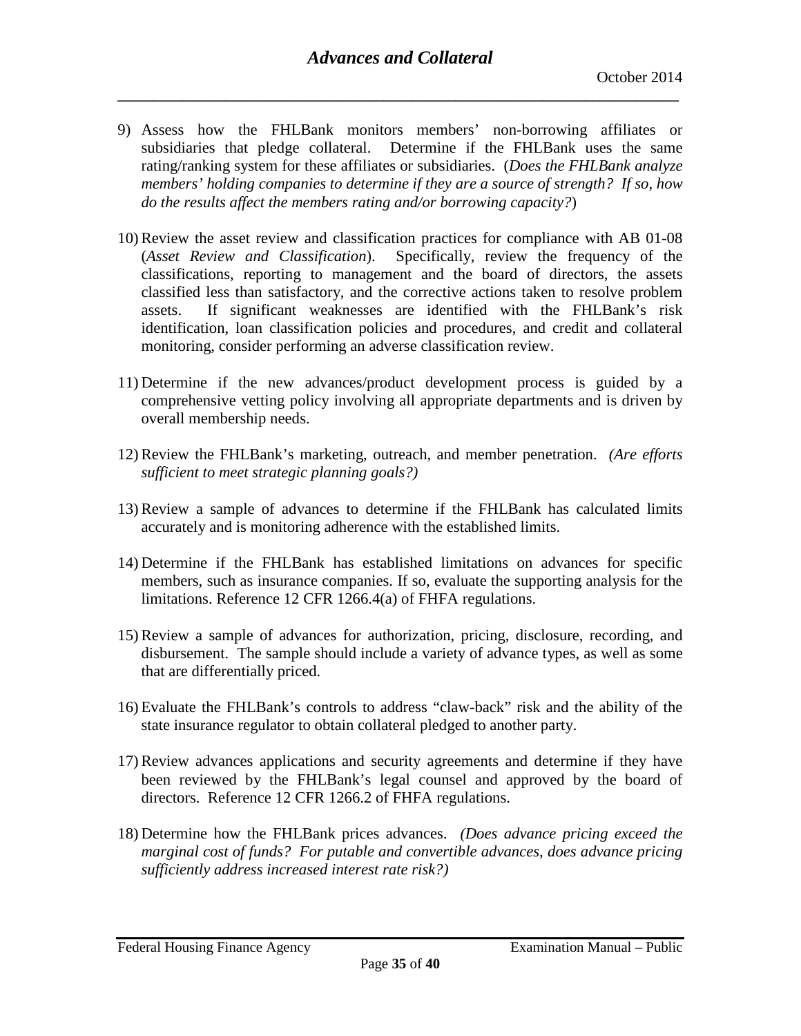9) Assess how the FHLBank monitors members' non-borrowing affiliates or subsidiaries that pledge collateral. Determine if the FHLBank uses the same rating/ranking system for these affiliates or subsidiaries. (*Does the FHLBank analyze members' holding companies to determine if they are a source of strength? If so, how do the results affect the members rating and/or borrowing capacity?*)

10) Review the asset review and classification practices for compliance with AB 01-08 (*Asset Review and Classification*). Specifically, review the frequency of the classifications, reporting to management and the board of directors, the assets classified less than satisfactory, and the corrective actions taken to resolve problem assets. If significant weaknesses are identified with the FHLBank's risk identification, loan classification policies and procedures, and credit and collateral monitoring, consider performing an adverse classification review.

11) Determine if the new advances/product development process is guided by a comprehensive vetting policy involving all appropriate departments and is driven by overall membership needs.

12) Review the FHLBank's marketing, outreach, and member penetration. *(Are efforts sufficient to meet strategic planning goals?)*

13) Review a sample of advances to determine if the FHLBank has calculated limits accurately and is monitoring adherence with the established limits.

14) Determine if the FHLBank has established limitations on advances for specific members, such as insurance companies. If so, evaluate the supporting analysis for the limitations. Reference 12 CFR 1266.4(a) of FHFA regulations.

15) Review a sample of advances for authorization, pricing, disclosure, recording, and disbursement. The sample should include a variety of advance types, as well as some that are differentially priced.

16) Evaluate the FHLBank's controls to address "claw-back" risk and the ability of the state insurance regulator to obtain collateral pledged to another party.

17) Review advances applications and security agreements and determine if they have been reviewed by the FHLBank's legal counsel and approved by the board of directors. Reference 12 CFR 1266.2 of FHFA regulations.

18) Determine how the FHLBank prices advances. *(Does advance pricing exceed the marginal cost of funds? For putable and convertible advances, does advance pricing sufficiently address increased interest rate risk?)*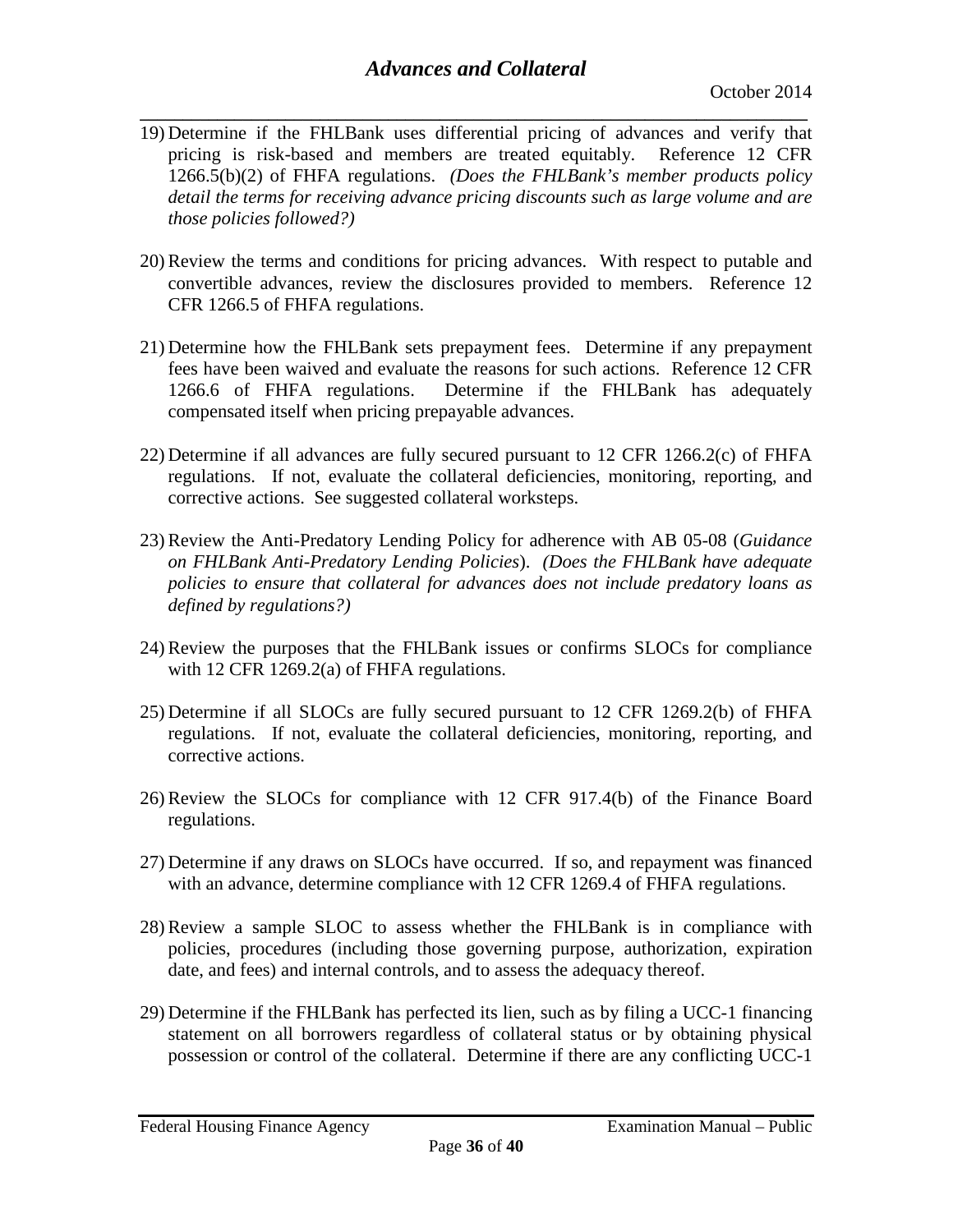19) Determine if the FHLBank uses differential pricing of advances and verify that pricing is risk-based and members are treated equitably. Reference 12 CFR 1266.5(b)(2) of FHFA regulations. *(Does the FHLBank's member products policy detail the terms for receiving advance pricing discounts such as large volume and are those policies followed?)*

20) Review the terms and conditions for pricing advances. With respect to putable and convertible advances, review the disclosures provided to members. Reference 12 CFR 1266.5 of FHFA regulations.

21) Determine how the FHLBank sets prepayment fees. Determine if any prepayment fees have been waived and evaluate the reasons for such actions. Reference 12 CFR 1266.6 of FHFA regulations. Determine if the FHLBank has adequately compensated itself when pricing prepayable advances.

22) Determine if all advances are fully secured pursuant to 12 CFR 1266.2(c) of FHFA regulations. If not, evaluate the collateral deficiencies, monitoring, reporting, and corrective actions. See suggested collateral worksteps.

23) Review the Anti-Predatory Lending Policy for adherence with AB 05-08 (*Guidance on FHLBank Anti-Predatory Lending Policies*). *(Does the FHLBank have adequate policies to ensure that collateral for advances does not include predatory loans as defined by regulations?)*

24) Review the purposes that the FHLBank issues or confirms SLOCs for compliance with 12 CFR 1269.2(a) of FHFA regulations.

25) Determine if all SLOCs are fully secured pursuant to 12 CFR 1269.2(b) of FHFA regulations. If not, evaluate the collateral deficiencies, monitoring, reporting, and corrective actions.

26) Review the SLOCs for compliance with 12 CFR 917.4(b) of the Finance Board regulations.

27) Determine if any draws on SLOCs have occurred. If so, and repayment was financed with an advance, determine compliance with 12 CFR 1269.4 of FHFA regulations.

28) Review a sample SLOC to assess whether the FHLBank is in compliance with policies, procedures (including those governing purpose, authorization, expiration date, and fees) and internal controls, and to assess the adequacy thereof.

29) Determine if the FHLBank has perfected its lien, such as by filing a UCC-1 financing statement on all borrowers regardless of collateral status or by obtaining physical possession or control of the collateral. Determine if there are any conflicting UCC-1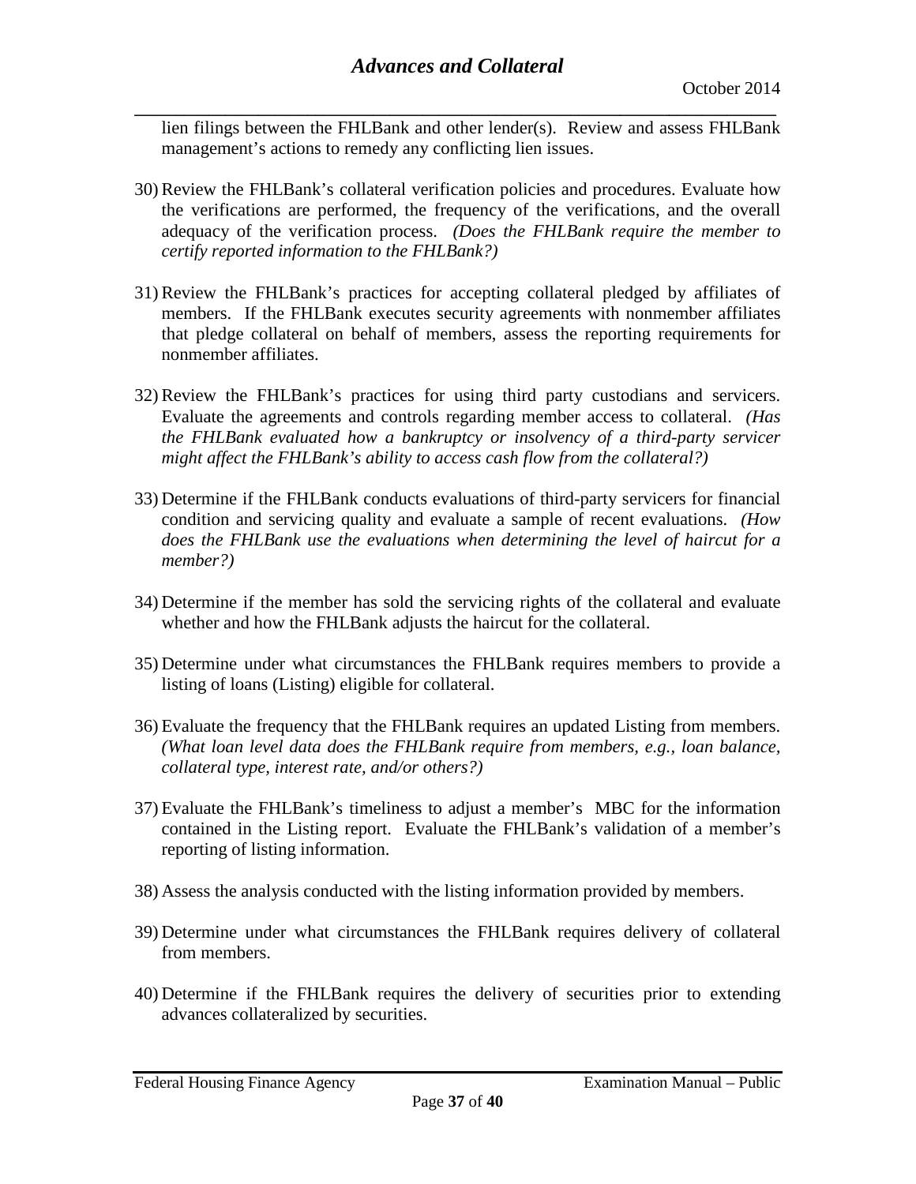lien filings between the FHLBank and other lender(s). Review and assess FHLBank management's actions to remedy any conflicting lien issues.

30) Review the FHLBank's collateral verification policies and procedures. Evaluate how the verifications are performed, the frequency of the verifications, and the overall adequacy of the verification process. *(Does the FHLBank require the member to certify reported information to the FHLBank?)*

31) Review the FHLBank's practices for accepting collateral pledged by affiliates of members. If the FHLBank executes security agreements with nonmember affiliates that pledge collateral on behalf of members, assess the reporting requirements for nonmember affiliates.

32) Review the FHLBank's practices for using third party custodians and servicers. Evaluate the agreements and controls regarding member access to collateral. *(Has the FHLBank evaluated how a bankruptcy or insolvency of a third-party servicer might affect the FHLBank's ability to access cash flow from the collateral?)*

33) Determine if the FHLBank conducts evaluations of third-party servicers for financial condition and servicing quality and evaluate a sample of recent evaluations. *(How does the FHLBank use the evaluations when determining the level of haircut for a member?)*

34) Determine if the member has sold the servicing rights of the collateral and evaluate whether and how the FHLBank adjusts the haircut for the collateral.

35) Determine under what circumstances the FHLBank requires members to provide a listing of loans (Listing) eligible for collateral.

36) Evaluate the frequency that the FHLBank requires an updated Listing from members. *(What loan level data does the FHLBank require from members, e.g., loan balance, collateral type, interest rate, and/or others?)*

37) Evaluate the FHLBank's timeliness to adjust a member's MBC for the information contained in the Listing report. Evaluate the FHLBank's validation of a member's reporting of listing information.

38) Assess the analysis conducted with the listing information provided by members.

39) Determine under what circumstances the FHLBank requires delivery of collateral from members.

40) Determine if the FHLBank requires the delivery of securities prior to extending advances collateralized by securities.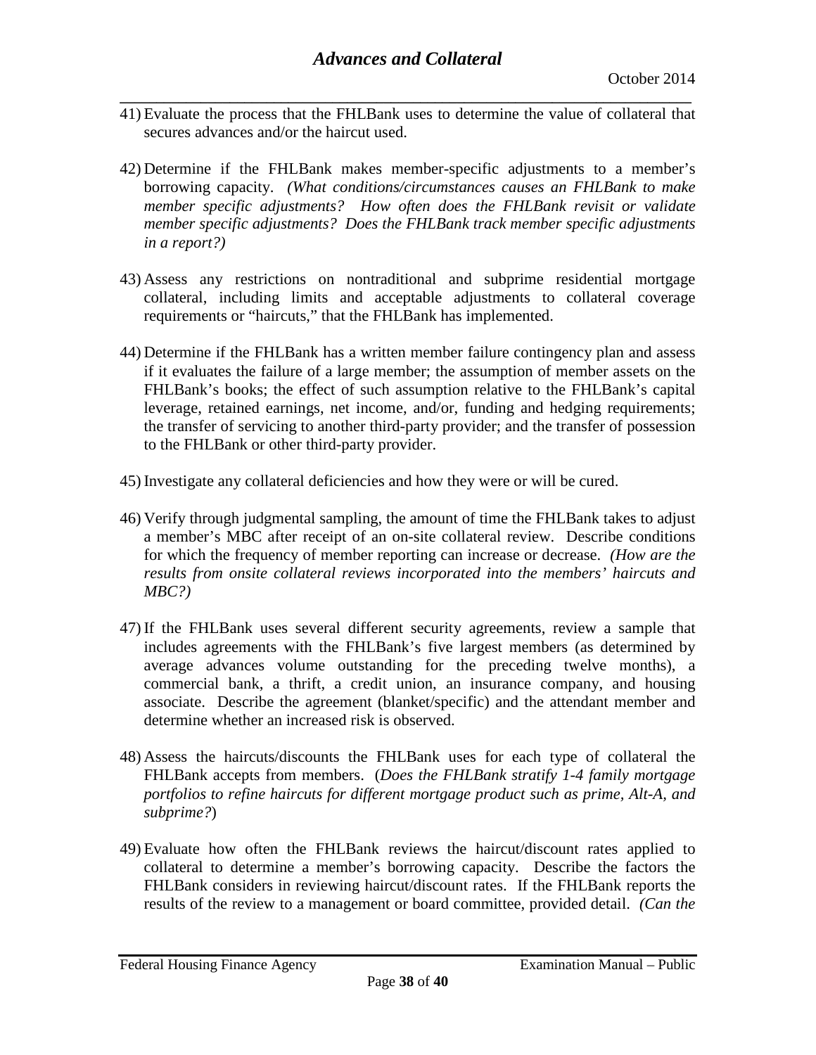41) Evaluate the process that the FHLBank uses to determine the value of collateral that secures advances and/or the haircut used.

42) Determine if the FHLBank makes member-specific adjustments to a member's borrowing capacity. *(What conditions/circumstances causes an FHLBank to make member specific adjustments? How often does the FHLBank revisit or validate member specific adjustments? Does the FHLBank track member specific adjustments in a report?)*

43) Assess any restrictions on nontraditional and subprime residential mortgage collateral, including limits and acceptable adjustments to collateral coverage requirements or "haircuts," that the FHLBank has implemented.

44) Determine if the FHLBank has a written member failure contingency plan and assess if it evaluates the failure of a large member; the assumption of member assets on the FHLBank's books; the effect of such assumption relative to the FHLBank's capital leverage, retained earnings, net income, and/or, funding and hedging requirements; the transfer of servicing to another third-party provider; and the transfer of possession to the FHLBank or other third-party provider.

45) Investigate any collateral deficiencies and how they were or will be cured.

46) Verify through judgmental sampling, the amount of time the FHLBank takes to adjust a member's MBC after receipt of an on-site collateral review. Describe conditions for which the frequency of member reporting can increase or decrease. *(How are the results from onsite collateral reviews incorporated into the members' haircuts and MBC?)*

47) If the FHLBank uses several different security agreements, review a sample that includes agreements with the FHLBank's five largest members (as determined by average advances volume outstanding for the preceding twelve months), a commercial bank, a thrift, a credit union, an insurance company, and housing associate. Describe the agreement (blanket/specific) and the attendant member and determine whether an increased risk is observed.

48) Assess the haircuts/discounts the FHLBank uses for each type of collateral the FHLBank accepts from members. (*Does the FHLBank stratify 1-4 family mortgage portfolios to refine haircuts for different mortgage product such as prime, Alt-A, and subprime?*)

49) Evaluate how often the FHLBank reviews the haircut/discount rates applied to collateral to determine a member's borrowing capacity. Describe the factors the FHLBank considers in reviewing haircut/discount rates. If the FHLBank reports the results of the review to a management or board committee, provided detail. *(Can the*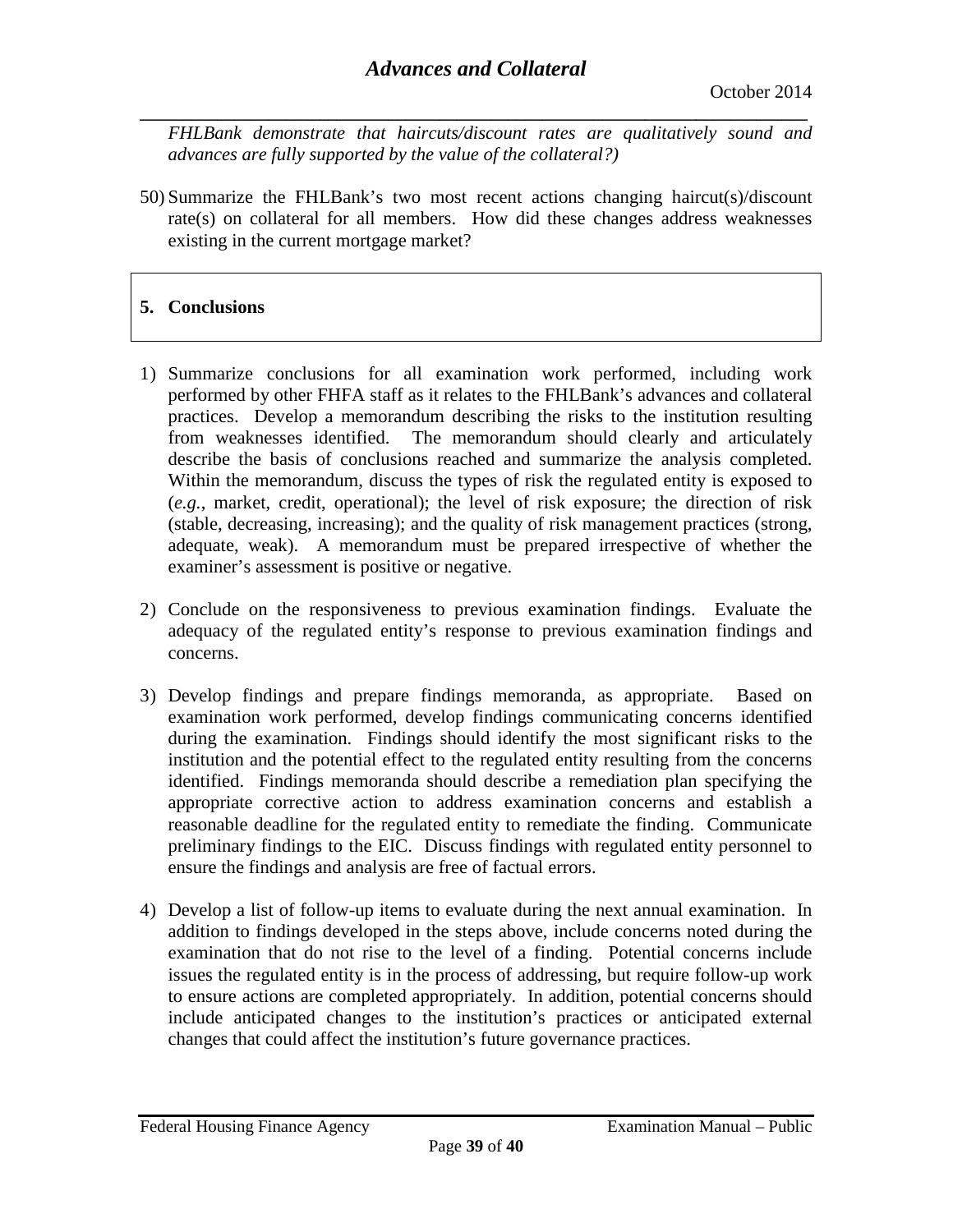*FHLBank demonstrate that haircuts/discount rates are qualitatively sound and advances are fully supported by the value of the collateral?)*

50) Summarize the FHLBank's two most recent actions changing haircut(s)/discount rate(s) on collateral for all members. How did these changes address weaknesses existing in the current mortgage market?

## 5. Conclusions

1) Summarize conclusions for all examination work performed, including work performed by other FHFA staff as it relates to the FHLBank's advances and collateral practices. Develop a memorandum describing the risks to the institution resulting from weaknesses identified. The memorandum should clearly and articulately describe the basis of conclusions reached and summarize the analysis completed. Within the memorandum, discuss the types of risk the regulated entity is exposed to (*e.g.*, market, credit, operational); the level of risk exposure; the direction of risk (stable, decreasing, increasing); and the quality of risk management practices (strong, adequate, weak). A memorandum must be prepared irrespective of whether the examiner's assessment is positive or negative.

2) Conclude on the responsiveness to previous examination findings. Evaluate the adequacy of the regulated entity's response to previous examination findings and concerns.

3) Develop findings and prepare findings memoranda, as appropriate. Based on examination work performed, develop findings communicating concerns identified during the examination. Findings should identify the most significant risks to the institution and the potential effect to the regulated entity resulting from the concerns identified. Findings memoranda should describe a remediation plan specifying the appropriate corrective action to address examination concerns and establish a reasonable deadline for the regulated entity to remediate the finding. Communicate preliminary findings to the EIC. Discuss findings with regulated entity personnel to ensure the findings and analysis are free of factual errors.

4) Develop a list of follow-up items to evaluate during the next annual examination. In addition to findings developed in the steps above, include concerns noted during the examination that do not rise to the level of a finding. Potential concerns include issues the regulated entity is in the process of addressing, but require follow-up work to ensure actions are completed appropriately. In addition, potential concerns should include anticipated changes to the institution's practices or anticipated external changes that could affect the institution's future governance practices.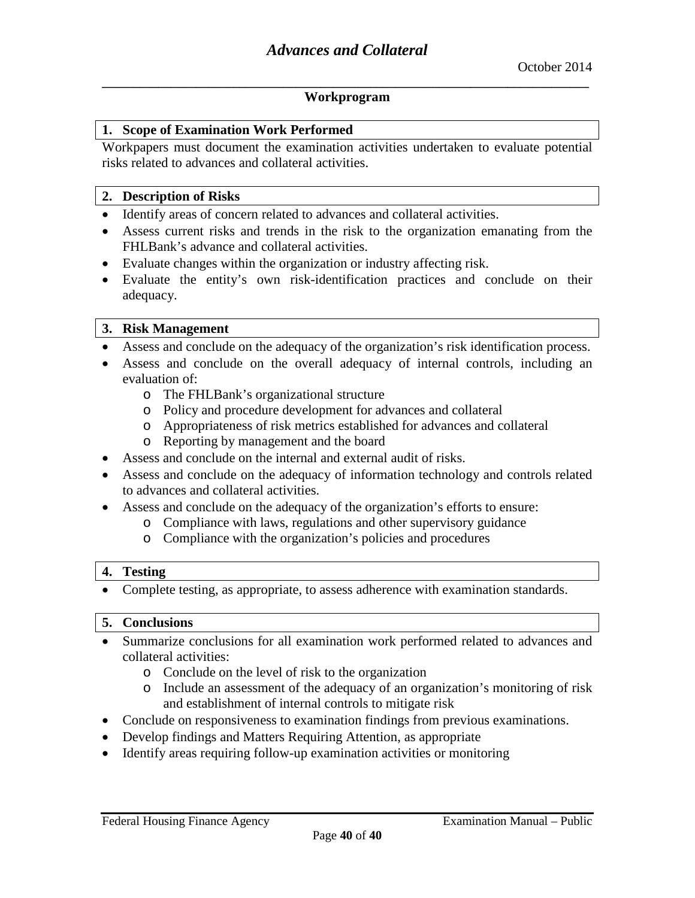## Workprogram

### 1. Scope of Examination Work Performed

Workpapers must document the examination activities undertaken to evaluate potential risks related to advances and collateral activities.

### 2. Description of Risks

- Identify areas of concern related to advances and collateral activities.
- Assess current risks and trends in the risk to the organization emanating from the FHLBank's advance and collateral activities.
- Evaluate changes within the organization or industry affecting risk.
- Evaluate the entity's own risk-identification practices and conclude on their adequacy.

### 3. Risk Management

- Assess and conclude on the adequacy of the organization's risk identification process.
- Assess and conclude on the overall adequacy of internal controls, including an evaluation of:
  - The FHLBank's organizational structure
  - Policy and procedure development for advances and collateral
  - Appropriateness of risk metrics established for advances and collateral
  - Reporting by management and the board
- Assess and conclude on the internal and external audit of risks.
- Assess and conclude on the adequacy of information technology and controls related to advances and collateral activities.
- Assess and conclude on the adequacy of the organization's efforts to ensure:
  - Compliance with laws, regulations and other supervisory guidance
  - Compliance with the organization's policies and procedures

### 4. Testing

- Complete testing, as appropriate, to assess adherence with examination standards.

### 5. Conclusions

- Summarize conclusions for all examination work performed related to advances and collateral activities:
  - Conclude on the level of risk to the organization
  - Include an assessment of the adequacy of an organization's monitoring of risk and establishment of internal controls to mitigate risk
- Conclude on responsiveness to examination findings from previous examinations.
- Develop findings and Matters Requiring Attention, as appropriate
- Identify areas requiring follow-up examination activities or monitoring